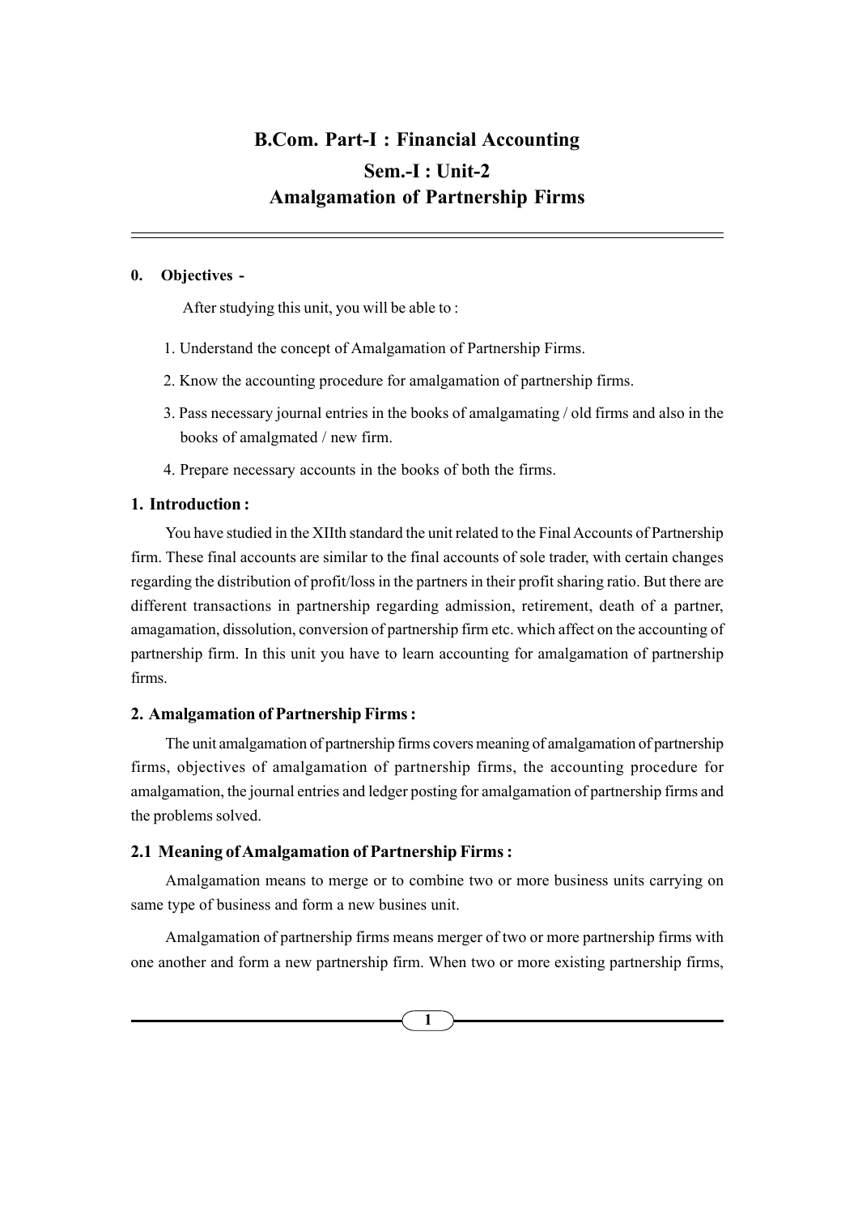# B.Com. Part-I : Financial Accounting

## Sem.-I : Unit-2

## Amalgamation of Partnership Firms

---

**0. Objectives -**

After studying this unit, you will be able to :

1. Understand the concept of Amalgamation of Partnership Firms.
2. Know the accounting procedure for amalgamation of partnership firms.
3. Pass necessary journal entries in the books of amalgamating / old firms and also in the books of amalgmated / new firm.
4. Prepare necessary accounts in the books of both the firms.

### 1. Introduction :

You have studied in the XIIth standard the unit related to the Final Accounts of Partnership firm. These final accounts are similar to the final accounts of sole trader, with certain changes regarding the distribution of profit/loss in the partners in their profit sharing ratio. But there are different transactions in partnership regarding admission, retirement, death of a partner, amagamation, dissolution, conversion of partnership firm etc. which affect on the accounting of partnership firm. In this unit you have to learn accounting for amalgamation of partnership firms.

### 2. Amalgamation of Partnership Firms :

The unit amalgamation of partnership firms covers meaning of amalgamation of partnership firms, objectives of amalgamation of partnership firms, the accounting procedure for amalgamation, the journal entries and ledger posting for amalgamation of partnership firms and the problems solved.

### 2.1 Meaning of Amalgamation of Partnership Firms :

Amalgamation means to merge or to combine two or more business units carrying on same type of business and form a new busines unit.

Amalgamation of partnership firms means merger of two or more partnership firms with one another and form a new partnership firm. When two or more existing partnership firms,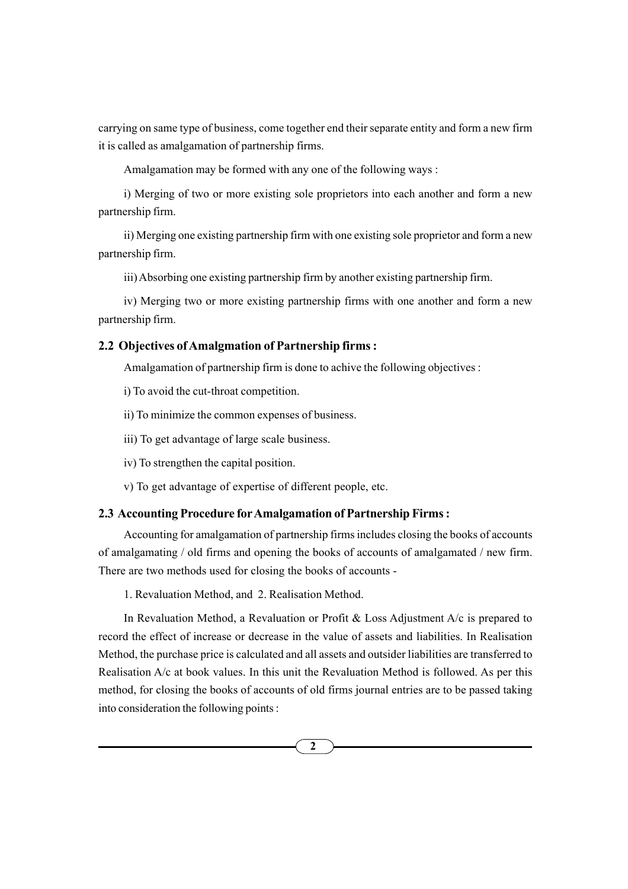carrying on same type of business, come together end their separate entity and form a new firm it is called as amalgamation of partnership firms.

Amalgamation may be formed with any one of the following ways :

i) Merging of two or more existing sole proprietors into each another and form a new partnership firm.

ii) Merging one existing partnership firm with one existing sole proprietor and form a new partnership firm.

iii) Absorbing one existing partnership firm by another existing partnership firm.

iv) Merging two or more existing partnership firms with one another and form a new partnership firm.

### 2.2 Objectives of Amalgmation of Partnership firms :

Amalgamation of partnership firm is done to achive the following objectives :

i) To avoid the cut-throat competition.

ii) To minimize the common expenses of business.

iii) To get advantage of large scale business.

iv) To strengthen the capital position.

v) To get advantage of expertise of different people, etc.

### 2.3 Accounting Procedure for Amalgamation of Partnership Firms :

Accounting for amalgamation of partnership firms includes closing the books of accounts of amalgamating / old firms and opening the books of accounts of amalgamated / new firm. There are two methods used for closing the books of accounts -

1. Revaluation Method, and 2. Realisation Method.

In Revaluation Method, a Revaluation or Profit & Loss Adjustment A/c is prepared to record the effect of increase or decrease in the value of assets and liabilities. In Realisation Method, the purchase price is calculated and all assets and outsider liabilities are transferred to Realisation A/c at book values. In this unit the Revaluation Method is followed. As per this method, for closing the books of accounts of old firms journal entries are to be passed taking into consideration the following points :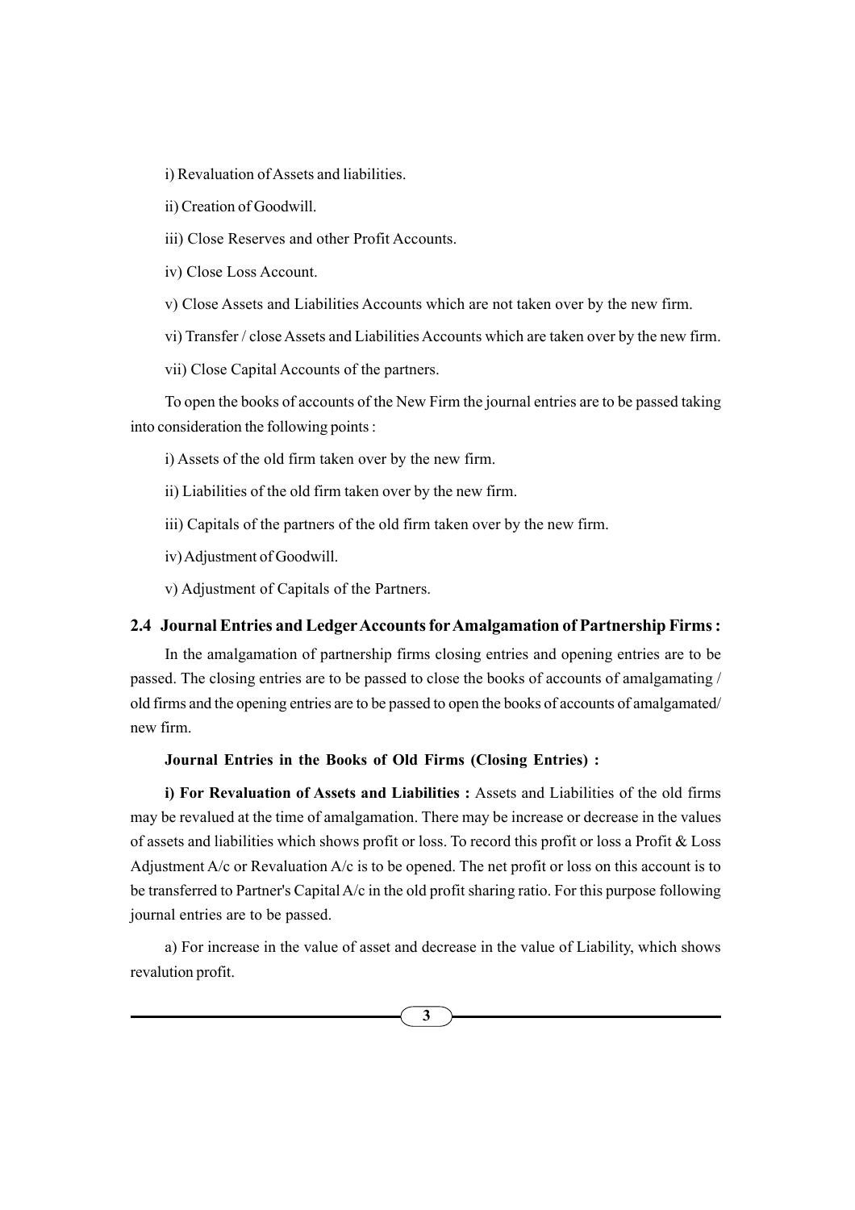i) Revaluation of Assets and liabilities.

ii) Creation of Goodwill.

iii) Close Reserves and other Profit Accounts.

iv) Close Loss Account.

v) Close Assets and Liabilities Accounts which are not taken over by the new firm.

vi) Transfer / close Assets and Liabilities Accounts which are taken over by the new firm.

vii) Close Capital Accounts of the partners.

To open the books of accounts of the New Firm the journal entries are to be passed taking into consideration the following points :

i) Assets of the old firm taken over by the new firm.

ii) Liabilities of the old firm taken over by the new firm.

iii) Capitals of the partners of the old firm taken over by the new firm.

iv) Adjustment of Goodwill.

v) Adjustment of Capitals of the Partners.

## 2.4 Journal Entries and Ledger Accounts for Amalgamation of Partnership Firms :

In the amalgamation of partnership firms closing entries and opening entries are to be passed. The closing entries are to be passed to close the books of accounts of amalgamating / old firms and the opening entries are to be passed to open the books of accounts of amalgamated/ new firm.

**Journal Entries in the Books of Old Firms (Closing Entries) :**

**i) For Revaluation of Assets and Liabilities :** Assets and Liabilities of the old firms may be revalued at the time of amalgamation. There may be increase or decrease in the values of assets and liabilities which shows profit or loss. To record this profit or loss a Profit & Loss Adjustment A/c or Revaluation A/c is to be opened. The net profit or loss on this account is to be transferred to Partner's Capital A/c in the old profit sharing ratio. For this purpose following journal entries are to be passed.

a) For increase in the value of asset and decrease in the value of Liability, which shows revalution profit.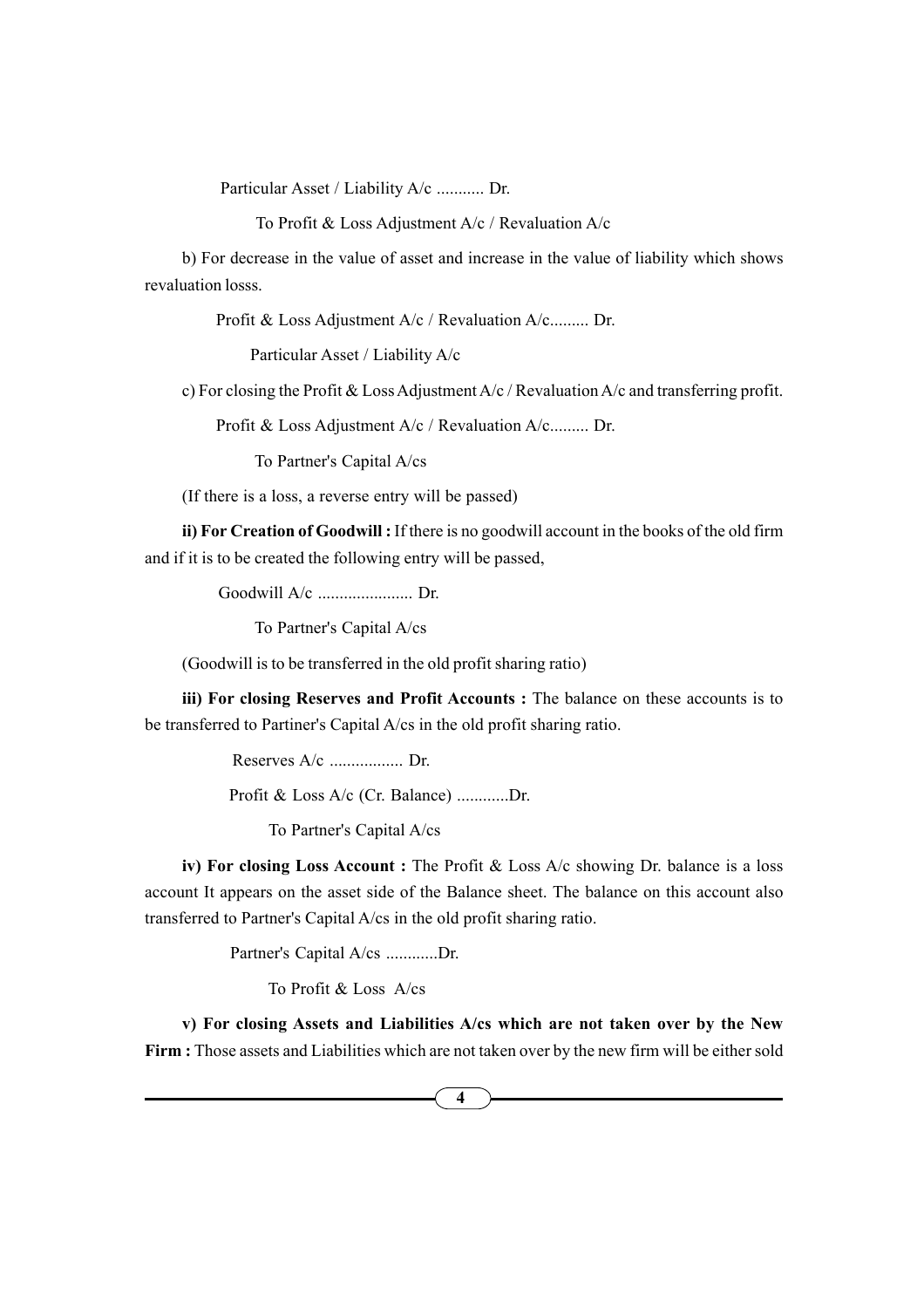Particular Asset / Liability A/c ........... Dr.

To Profit & Loss Adjustment A/c / Revaluation A/c

b) For decrease in the value of asset and increase in the value of liability which shows revaluation losss.

Profit & Loss Adjustment A/c / Revaluation A/c......... Dr.

Particular Asset / Liability A/c

c) For closing the Profit & Loss Adjustment A/c / Revaluation A/c and transferring profit.

Profit & Loss Adjustment A/c / Revaluation A/c......... Dr.

To Partner's Capital A/cs

(If there is a loss, a reverse entry will be passed)

**ii) For Creation of Goodwill :** If there is no goodwill account in the books of the old firm and if it is to be created the following entry will be passed,

Goodwill A/c ...................... Dr.

To Partner's Capital A/cs

(Goodwill is to be transferred in the old profit sharing ratio)

**iii) For closing Reserves and Profit Accounts :** The balance on these accounts is to be transferred to Partiner's Capital A/cs in the old profit sharing ratio.

Reserves A/c ................. Dr.

Profit & Loss A/c (Cr. Balance) ............Dr.

To Partner's Capital A/cs

**iv) For closing Loss Account :** The Profit & Loss A/c showing Dr. balance is a loss account It appears on the asset side of the Balance sheet. The balance on this account also transferred to Partner's Capital A/cs in the old profit sharing ratio.

Partner's Capital A/cs ............Dr.

To Profit & Loss A/cs

**v) For closing Assets and Liabilities A/cs which are not taken over by the New Firm :** Those assets and Liabilities which are not taken over by the new firm will be either sold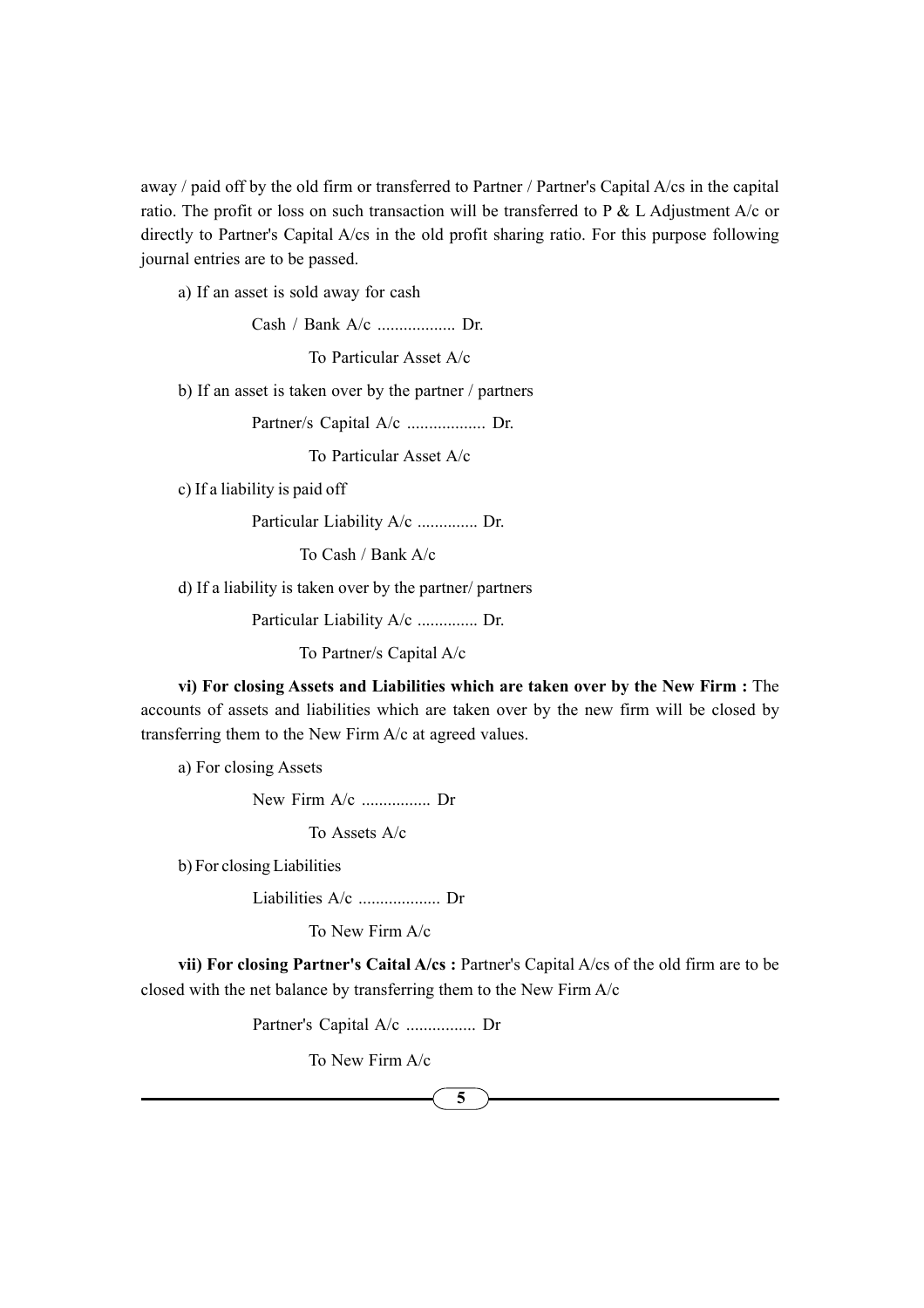away / paid off by the old firm or transferred to Partner / Partner's Capital A/cs in the capital ratio. The profit or loss on such transaction will be transferred to P & L Adjustment A/c or directly to Partner's Capital A/cs in the old profit sharing ratio. For this purpose following journal entries are to be passed.

a) If an asset is sold away for cash

Cash / Bank A/c .................. Dr.

To Particular Asset A/c

b) If an asset is taken over by the partner / partners

Partner/s Capital A/c .................. Dr.

To Particular Asset A/c

c) If a liability is paid off

Particular Liability A/c .............. Dr.

To Cash / Bank A/c

d) If a liability is taken over by the partner/ partners

Particular Liability A/c .............. Dr.

To Partner/s Capital A/c

**vi) For closing Assets and Liabilities which are taken over by the New Firm :** The accounts of assets and liabilities which are taken over by the new firm will be closed by transferring them to the New Firm A/c at agreed values.

a) For closing Assets

New Firm A/c ................ Dr

To Assets A/c

b) For closing Liabilities

Liabilities A/c ................... Dr

To New Firm A/c

**vii) For closing Partner's Caital A/cs :** Partner's Capital A/cs of the old firm are to be closed with the net balance by transferring them to the New Firm A/c

Partner's Capital A/c ................ Dr

To New Firm A/c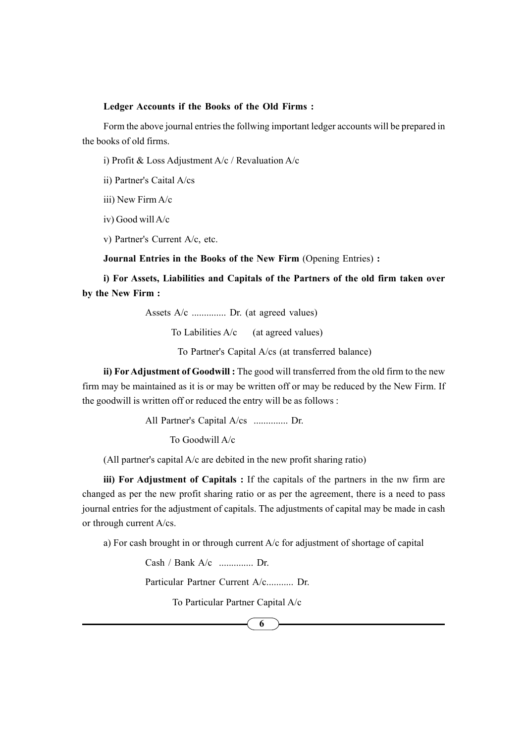**Ledger Accounts if the Books of the Old Firms :**

Form the above journal entries the follwing important ledger accounts will be prepared in the books of old firms.

i) Profit & Loss Adjustment A/c / Revaluation A/c

ii) Partner's Caital A/cs

iii) New Firm A/c

iv) Good will A/c

v) Partner's Current A/c, etc.

**Journal Entries in the Books of the New Firm** (Opening Entries) **:**

**i) For Assets, Liabilities and Capitals of the Partners of the old firm taken over by the New Firm :**

Assets A/c .............. Dr. (at agreed values)

To Labilities A/c (at agreed values)

To Partner's Capital A/cs (at transferred balance)

**ii) For Adjustment of Goodwill :** The good will transferred from the old firm to the new firm may be maintained as it is or may be written off or may be reduced by the New Firm. If the goodwill is written off or reduced the entry will be as follows :

All Partner's Capital A/cs .............. Dr.

To Goodwill A/c

(All partner's capital A/c are debited in the new profit sharing ratio)

**iii) For Adjustment of Capitals :** If the capitals of the partners in the nw firm are changed as per the new profit sharing ratio or as per the agreement, there is a need to pass journal entries for the adjustment of capitals. The adjustments of capital may be made in cash or through current A/cs.

a) For cash brought in or through current A/c for adjustment of shortage of capital

Cash / Bank A/c .............. Dr.

Particular Partner Current A/c........... Dr.

To Particular Partner Capital A/c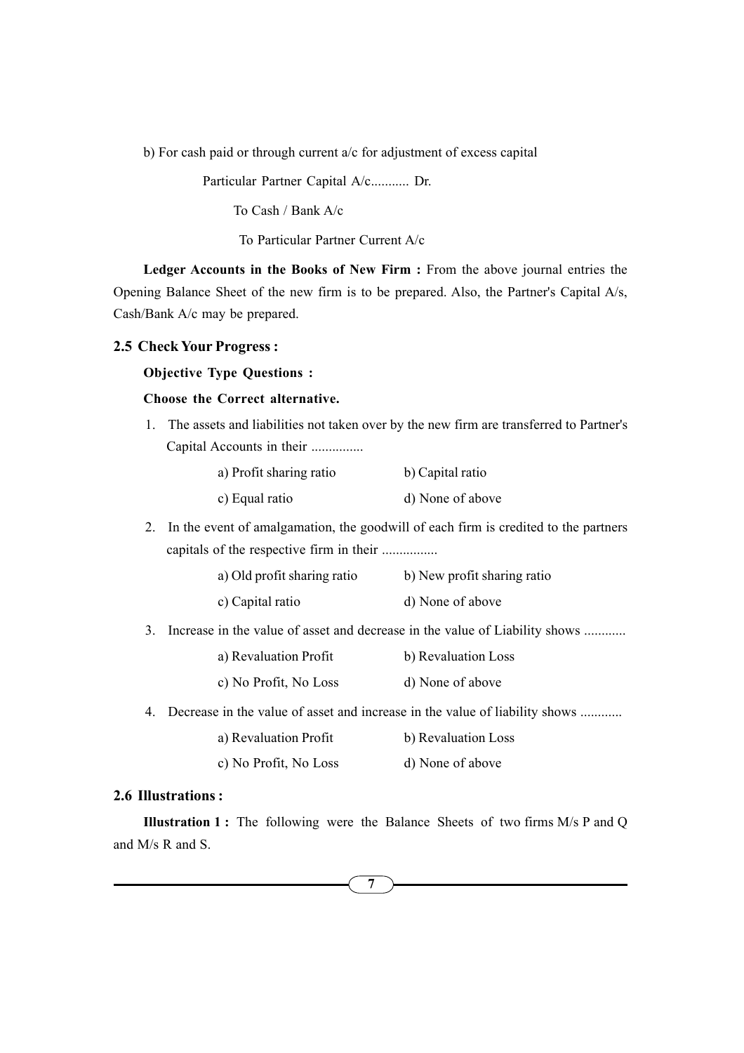b) For cash paid or through current a/c for adjustment of excess capital

Particular Partner Capital A/c........... Dr.

To Cash / Bank A/c

To Particular Partner Current A/c

**Ledger Accounts in the Books of New Firm :** From the above journal entries the Opening Balance Sheet of the new firm is to be prepared. Also, the Partner's Capital A/s, Cash/Bank A/c may be prepared.

## 2.5 Check Your Progress :

**Objective Type Questions :**

**Choose the Correct alternative.**

1. The assets and liabilities not taken over by the new firm are transferred to Partner's Capital Accounts in their ...............

   a) Profit sharing ratio b) Capital ratio

   c) Equal ratio d) None of above

2. In the event of amalgamation, the goodwill of each firm is credited to the partners capitals of the respective firm in their ................

   a) Old profit sharing ratio b) New profit sharing ratio

   c) Capital ratio d) None of above

3. Increase in the value of asset and decrease in the value of Liability shows ............

   a) Revaluation Profit b) Revaluation Loss

   c) No Profit, No Loss d) None of above

4. Decrease in the value of asset and increase in the value of liability shows ............

   a) Revaluation Profit b) Revaluation Loss

   c) No Profit, No Loss d) None of above

## 2.6 Illustrations :

**Illustration 1 :** The following were the Balance Sheets of two firms M/s P and Q and M/s R and S.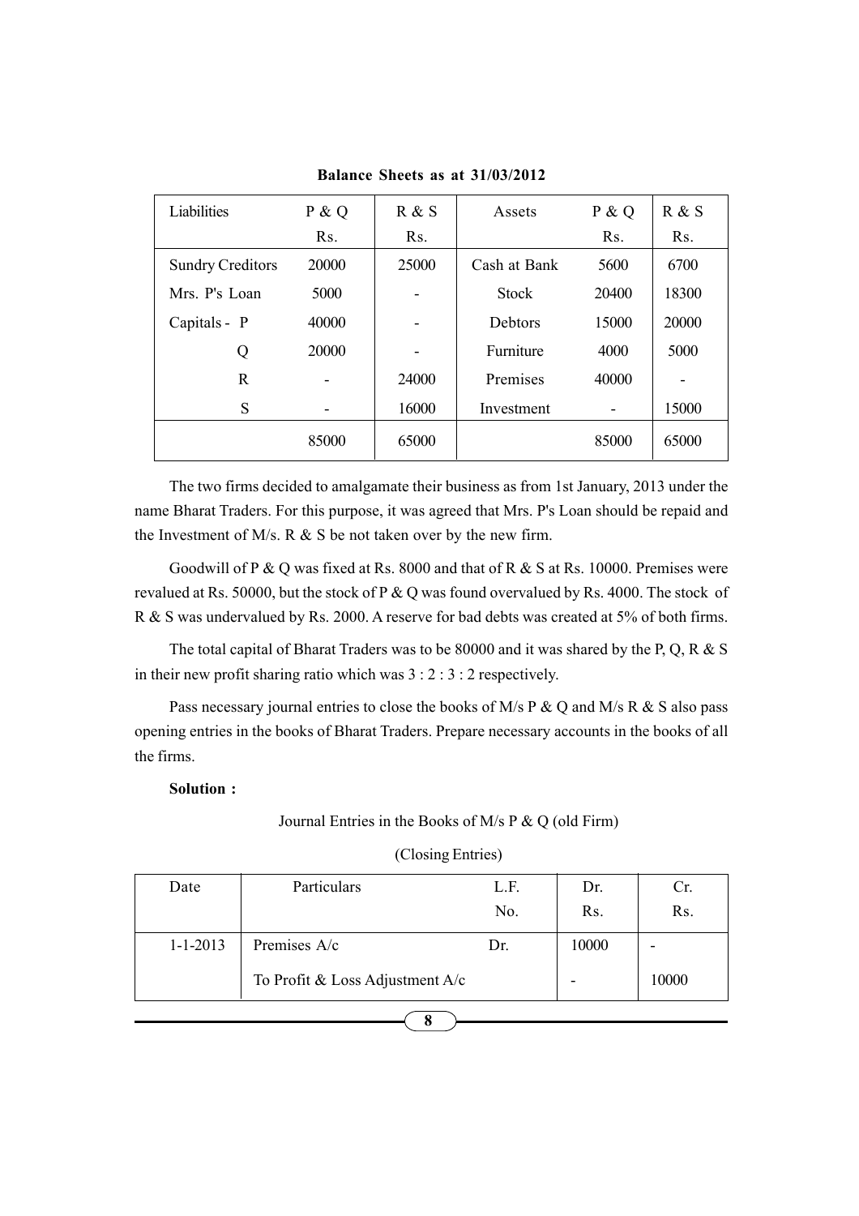**Balance Sheets as at 31/03/2012**

| Liabilities | P & Q Rs. | R & S Rs. | Assets | P & Q Rs. | R & S Rs. |
|---|---|---|---|---|---|
| Sundry Creditors | 20000 | 25000 | Cash at Bank | 5600 | 6700 |
| Mrs. P's Loan | 5000 | - | Stock | 20400 | 18300 |
| Capitals - P | 40000 | - | Debtors | 15000 | 20000 |
| Q | 20000 | - | Furniture | 4000 | 5000 |
| R | - | 24000 | Premises | 40000 | - |
| S | - | 16000 | Investment | - | 15000 |
| | 85000 | 65000 | | 85000 | 65000 |

The two firms decided to amalgamate their business as from 1st January, 2013 under the name Bharat Traders. For this purpose, it was agreed that Mrs. P's Loan should be repaid and the Investment of M/s. R & S be not taken over by the new firm.

Goodwill of P & Q was fixed at Rs. 8000 and that of R & S at Rs. 10000. Premises were revalued at Rs. 50000, but the stock of P & Q was found overvalued by Rs. 4000. The stock of R & S was undervalued by Rs. 2000. A reserve for bad debts was created at 5% of both firms.

The total capital of Bharat Traders was to be 80000 and it was shared by the P, Q, R & S in their new profit sharing ratio which was 3 : 2 : 3 : 2 respectively.

Pass necessary journal entries to close the books of M/s P & Q and M/s R & S also pass opening entries in the books of Bharat Traders. Prepare necessary accounts in the books of all the firms.

**Solution :**

Journal Entries in the Books of M/s P & Q (old Firm)

(Closing Entries)

| Date | Particulars | L.F. No. | Dr. Rs. | Cr. Rs. |
|---|---|---|---|---|
| 1-1-2013 | Premises A/c Dr. | | 10000 | - |
| | To Profit & Loss Adjustment A/c | | - | 10000 |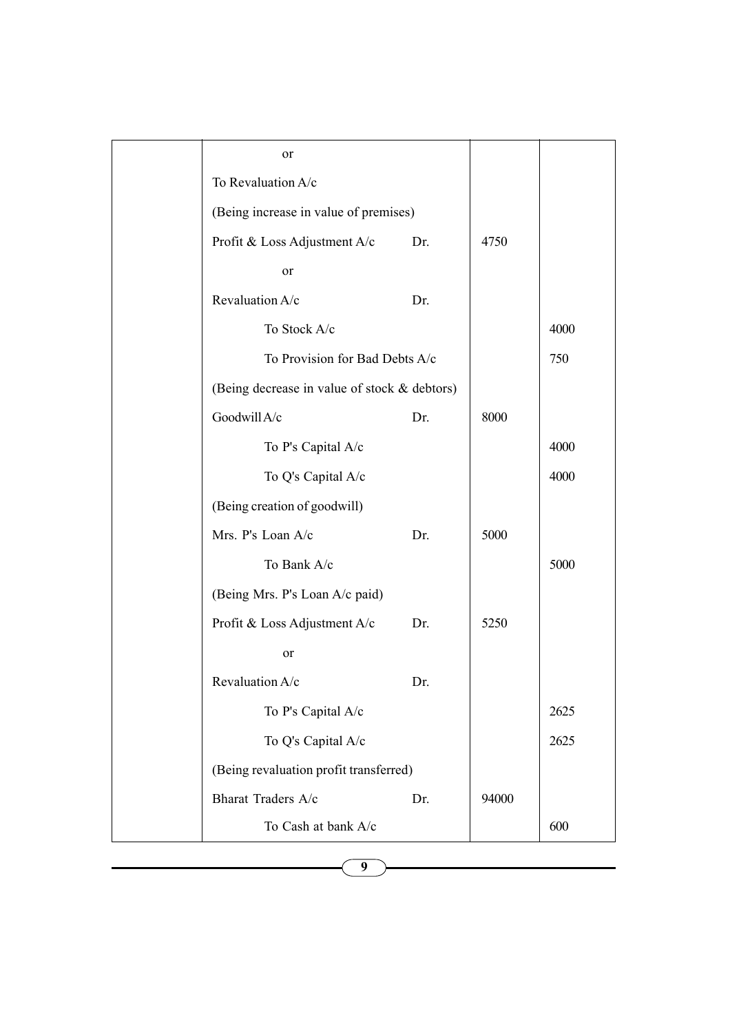| | | | |
|---|---|---|---|
| | or | | |
| | To Revaluation A/c | | |
| | (Being increase in value of premises) | | |
| | Profit & Loss Adjustment A/c Dr. | 4750 | |
| | or | | |
| | Revaluation A/c Dr. | | |
| | To Stock A/c | | 4000 |
| | To Provision for Bad Debts A/c | | 750 |
| | (Being decrease in value of stock & debtors) | | |
| | Goodwill A/c Dr. | 8000 | |
| | To P's Capital A/c | | 4000 |
| | To Q's Capital A/c | | 4000 |
| | (Being creation of goodwill) | | |
| | Mrs. P's Loan A/c Dr. | 5000 | |
| | To Bank A/c | | 5000 |
| | (Being Mrs. P's Loan A/c paid) | | |
| | Profit & Loss Adjustment A/c Dr. | 5250 | |
| | or | | |
| | Revaluation A/c Dr. | | |
| | To P's Capital A/c | | 2625 |
| | To Q's Capital A/c | | 2625 |
| | (Being revaluation profit transferred) | | |
| | Bharat Traders A/c Dr. | 94000 | |
| | To Cash at bank A/c | | 600 |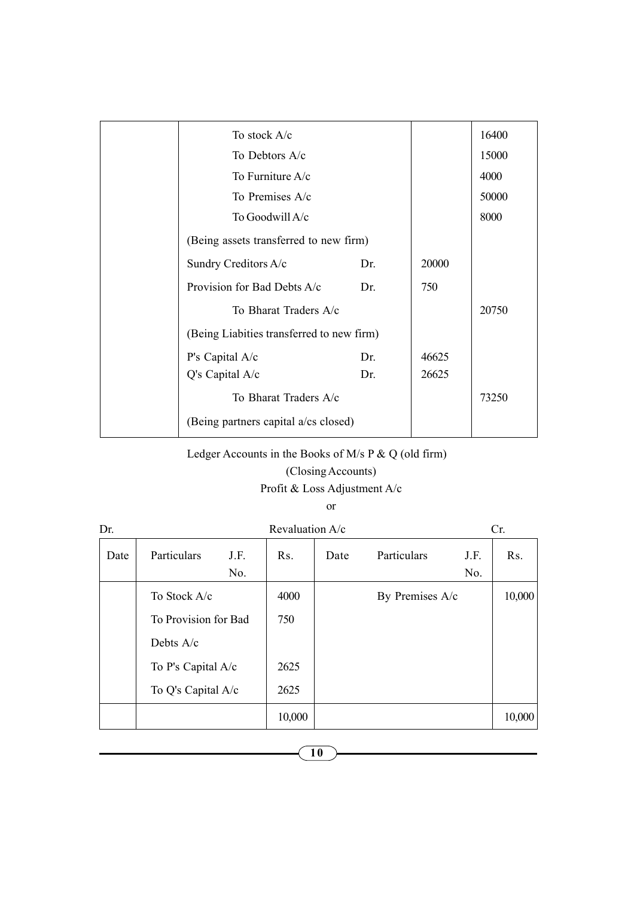| | | | | |
|---|---|---|---|---|
| | To stock A/c | | | 16400 |
| | To Debtors A/c | | | 15000 |
| | To Furniture A/c | | | 4000 |
| | To Premises A/c | | | 50000 |
| | To Goodwill A/c | | | 8000 |
| | (Being assets transferred to new firm) | | | |
| | Sundry Creditors A/c | Dr. | 20000 | |
| | Provision for Bad Debts A/c | Dr. | 750 | |
| | To Bharat Traders A/c | | | 20750 |
| | (Being Liabities transferred to new firm) | | | |
| | P's Capital A/c | Dr. | 46625 | |
| | Q's Capital A/c | Dr. | 26625 | |
| | To Bharat Traders A/c | | | 73250 |
| | (Being partners capital a/cs closed) | | | |

Ledger Accounts in the Books of M/s P & Q (old firm)

(Closing Accounts)

Profit & Loss Adjustment A/c

or

Dr. Revaluation A/c Cr.

| Date | Particulars | J.F. No. | Rs. | Date | Particulars | J.F. No. | Rs. |
|---|---|---|---|---|---|---|---|
| | To Stock A/c | | 4000 | | By Premises A/c | | 10,000 |
| | To Provision for Bad Debts A/c | | 750 | | | | |
| | To P's Capital A/c | | 2625 | | | | |
| | To Q's Capital A/c | | 2625 | | | | |
| | | | 10,000 | | | | 10,000 |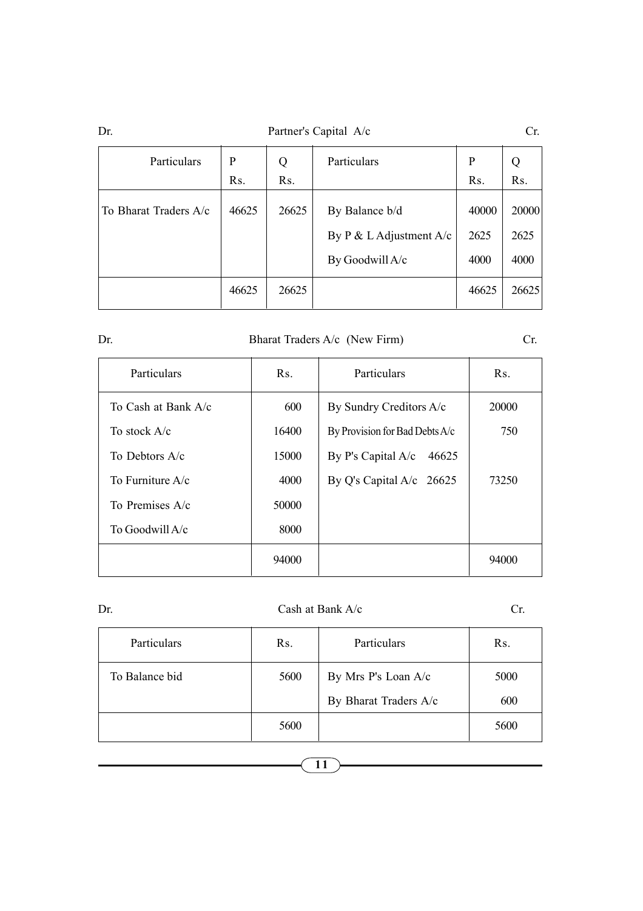Dr. Partner's Capital A/c Cr.

| Particulars | P Rs. | Q Rs. | Particulars | P Rs. | Q Rs. |
|---|---|---|---|---|---|
| To Bharat Traders A/c | 46625 | 26625 | By Balance b/d | 40000 | 20000 |
| | | | By P & L Adjustment A/c | 2625 | 2625 |
| | | | By Goodwill A/c | 4000 | 4000 |
| | 46625 | 26625 | | 46625 | 26625 |

Dr. Bharat Traders A/c (New Firm) Cr.

| Particulars | Rs. | Particulars | Rs. |
|---|---|---|---|
| To Cash at Bank A/c | 600 | By Sundry Creditors A/c | 20000 |
| To stock A/c | 16400 | By Provision for Bad Debts A/c | 750 |
| To Debtors A/c | 15000 | By P's Capital A/c 46625 | |
| To Furniture A/c | 4000 | By Q's Capital A/c 26625 | 73250 |
| To Premises A/c | 50000 | | |
| To Goodwill A/c | 8000 | | |
| | 94000 | | 94000 |

Dr. Cash at Bank A/c Cr.

| Particulars | Rs. | Particulars | Rs. |
|---|---|---|---|
| To Balance bid | 5600 | By Mrs P's Loan A/c | 5000 |
| | | By Bharat Traders A/c | 600 |
| | 5600 | | 5600 |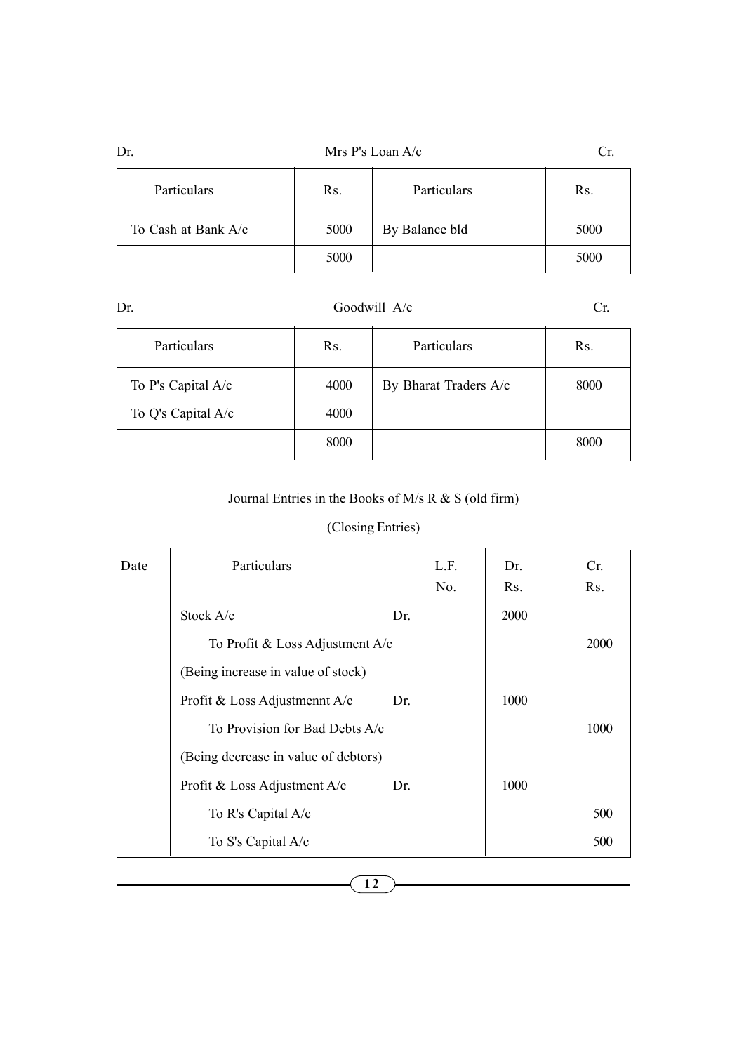Dr. **Mrs P's Loan A/c** Cr.

| Particulars | Rs. | Particulars | Rs. |
|---|---|---|---|
| To Cash at Bank A/c | 5000 | By Balance bld | 5000 |
| | 5000 | | 5000 |

Dr. **Goodwill A/c** Cr.

| Particulars | Rs. | Particulars | Rs. |
|---|---|---|---|
| To P's Capital A/c | 4000 | By Bharat Traders A/c | 8000 |
| To Q's Capital A/c | 4000 | | |
| | 8000 | | 8000 |

## Journal Entries in the Books of M/s R & S (old firm)

### (Closing Entries)

| Date | Particulars | | L.F. No. | Dr. Rs. | Cr. Rs. |
|---|---|---|---|---|---|
| | Stock A/c | Dr. | | 2000 | |
| | To Profit & Loss Adjustment A/c | | | | 2000 |
| | (Being increase in value of stock) | | | | |
| | Profit & Loss Adjustmennt A/c | Dr. | | 1000 | |
| | To Provision for Bad Debts A/c | | | | 1000 |
| | (Being decrease in value of debtors) | | | | |
| | Profit & Loss Adjustment A/c | Dr. | | 1000 | |
| | To R's Capital A/c | | | | 500 |
| | To S's Capital A/c | | | | 500 |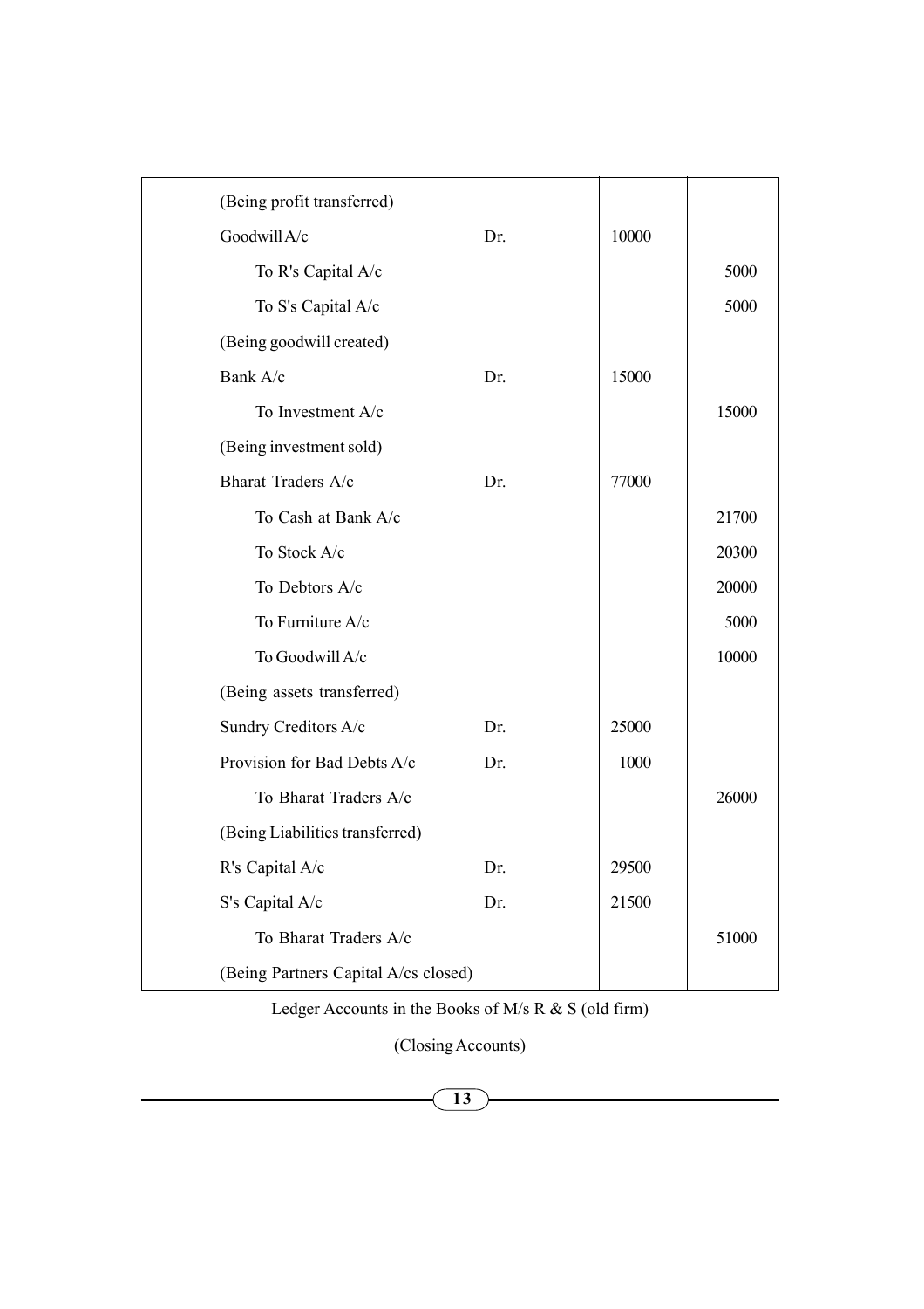| | | | |
|---|---|---|---|
| | (Being profit transferred) | | |
| | Goodwill A/c Dr. | 10000 | |
| | To R's Capital A/c | | 5000 |
| | To S's Capital A/c | | 5000 |
| | (Being goodwill created) | | |
| | Bank A/c Dr. | 15000 | |
| | To Investment A/c | | 15000 |
| | (Being investment sold) | | |
| | Bharat Traders A/c Dr. | 77000 | |
| | To Cash at Bank A/c | | 21700 |
| | To Stock A/c | | 20300 |
| | To Debtors A/c | | 20000 |
| | To Furniture A/c | | 5000 |
| | To Goodwill A/c | | 10000 |
| | (Being assets transferred) | | |
| | Sundry Creditors A/c Dr. | 25000 | |
| | Provision for Bad Debts A/c Dr. | 1000 | |
| | To Bharat Traders A/c | | 26000 |
| | (Being Liabilities transferred) | | |
| | R's Capital A/c Dr. | 29500 | |
| | S's Capital A/c Dr. | 21500 | |
| | To Bharat Traders A/c | | 51000 |
| | (Being Partners Capital A/cs closed) | | |

Ledger Accounts in the Books of M/s R & S (old firm)

(Closing Accounts)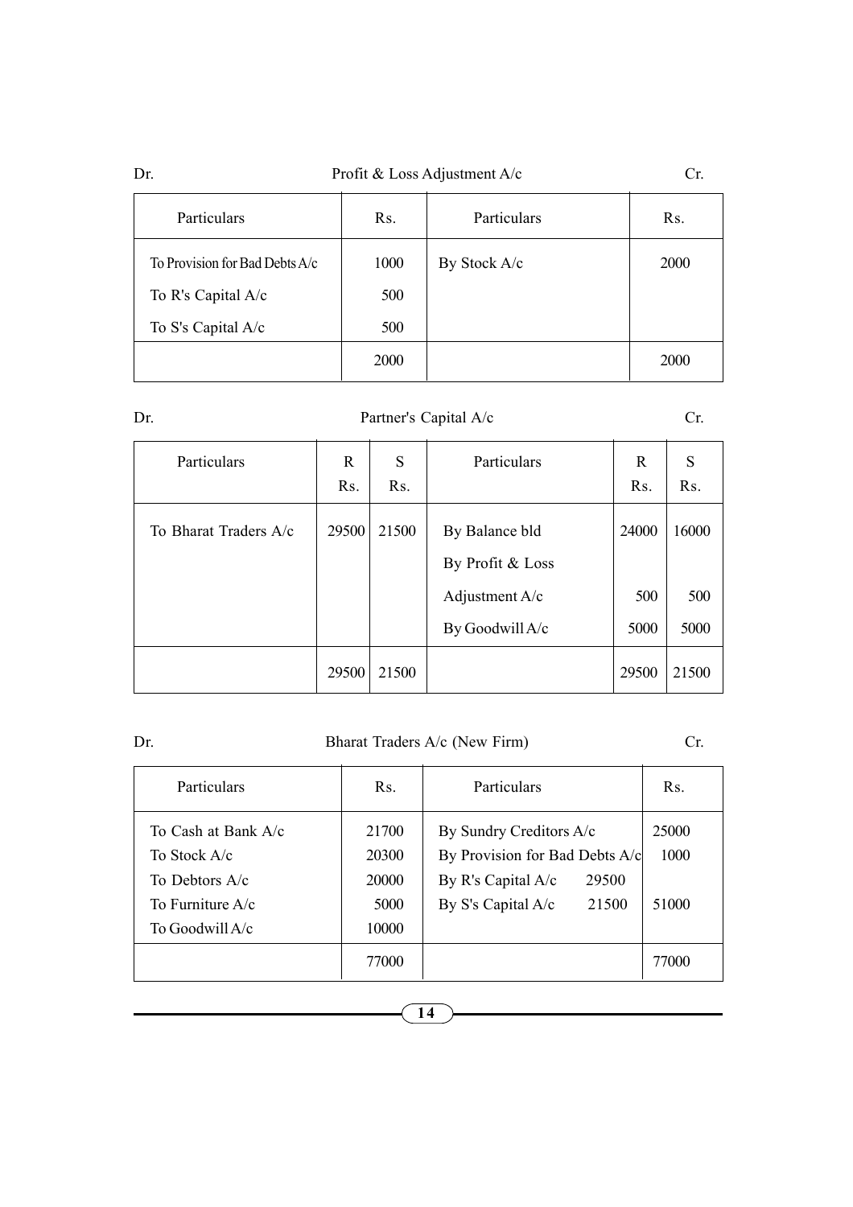Dr. **Profit & Loss Adjustment A/c** Cr.

| Particulars | Rs. | Particulars | Rs. |
|---|---|---|---|
| To Provision for Bad Debts A/c | 1000 | By Stock A/c | 2000 |
| To R's Capital A/c | 500 | | |
| To S's Capital A/c | 500 | | |
| | 2000 | | 2000 |

Dr. **Partner's Capital A/c** Cr.

| Particulars | R Rs. | S Rs. | Particulars | R Rs. | S Rs. |
|---|---|---|---|---|---|
| To Bharat Traders A/c | 29500 | 21500 | By Balance bld | 24000 | 16000 |
| | | | By Profit & Loss Adjustment A/c | 500 | 500 |
| | | | By Goodwill A/c | 5000 | 5000 |
| | 29500 | 21500 | | 29500 | 21500 |

Dr. **Bharat Traders A/c (New Firm)** Cr.

| Particulars | Rs. | Particulars | | Rs. |
|---|---|---|---|---|
| To Cash at Bank A/c | 21700 | By Sundry Creditors A/c | | 25000 |
| To Stock A/c | 20300 | By Provision for Bad Debts A/c | | 1000 |
| To Debtors A/c | 20000 | By R's Capital A/c | 29500 | |
| To Furniture A/c | 5000 | By S's Capital A/c | 21500 | 51000 |
| To Goodwill A/c | 10000 | | | |
| | 77000 | | | 77000 |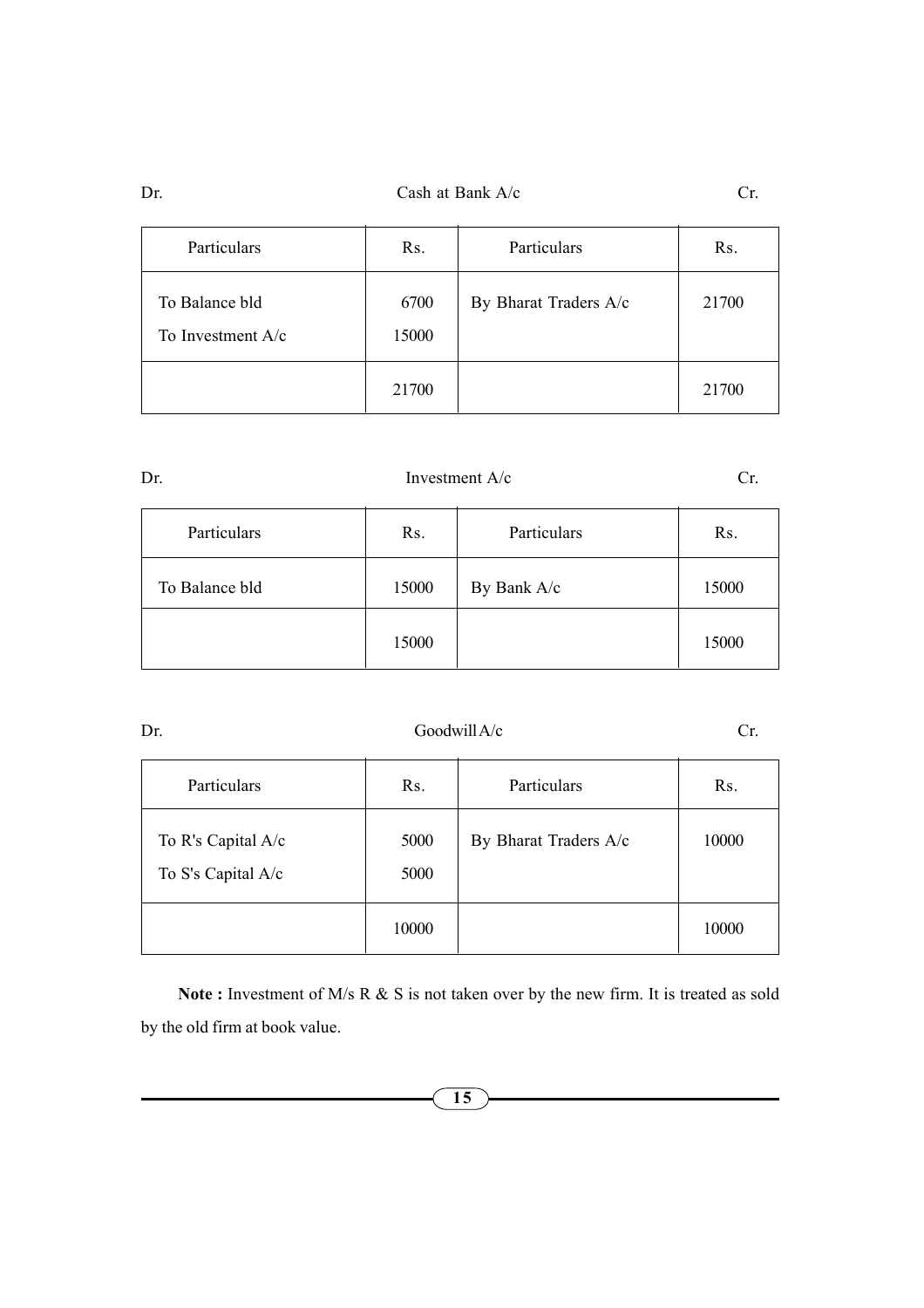Dr. Cash at Bank A/c Cr.

| Particulars | Rs. | Particulars | Rs. |
|---|---|---|---|
| To Balance bld<br>To Investment A/c | 6700<br>15000 | By Bharat Traders A/c | 21700 |
| | 21700 | | 21700 |

Dr. Investment A/c Cr.

| Particulars | Rs. | Particulars | Rs. |
|---|---|---|---|
| To Balance bld | 15000 | By Bank A/c | 15000 |
| | 15000 | | 15000 |

Dr. Goodwill A/c Cr.

| Particulars | Rs. | Particulars | Rs. |
|---|---|---|---|
| To R's Capital A/c<br>To S's Capital A/c | 5000<br>5000 | By Bharat Traders A/c | 10000 |
| | 10000 | | 10000 |

**Note :** Investment of M/s R & S is not taken over by the new firm. It is treated as sold by the old firm at book value.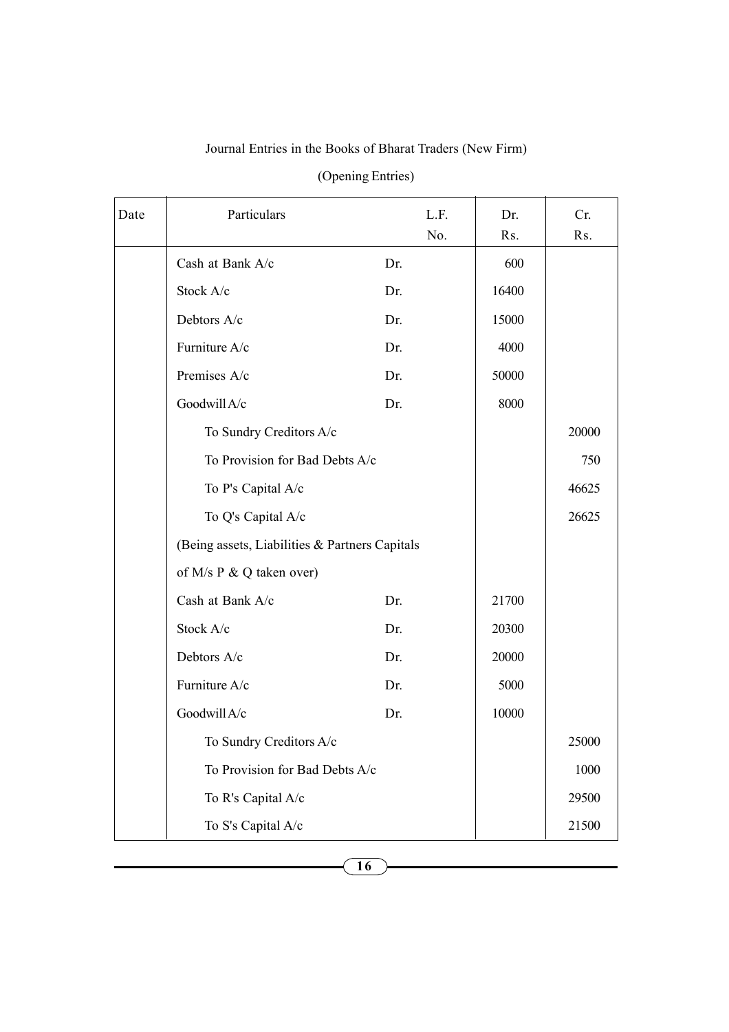Journal Entries in the Books of Bharat Traders (New Firm)

(Opening Entries)

| Date | Particulars | | L.F. No. | Dr. Rs. | Cr. Rs. |
|---|---|---|---|---|---|
| | Cash at Bank A/c | Dr. | | 600 | |
| | Stock A/c | Dr. | | 16400 | |
| | Debtors A/c | Dr. | | 15000 | |
| | Furniture A/c | Dr. | | 4000 | |
| | Premises A/c | Dr. | | 50000 | |
| | Goodwill A/c | Dr. | | 8000 | |
| | To Sundry Creditors A/c | | | | 20000 |
| | To Provision for Bad Debts A/c | | | | 750 |
| | To P's Capital A/c | | | | 46625 |
| | To Q's Capital A/c | | | | 26625 |
| | (Being assets, Liabilities & Partners Capitals of M/s P & Q taken over) | | | | |
| | Cash at Bank A/c | Dr. | | 21700 | |
| | Stock A/c | Dr. | | 20300 | |
| | Debtors A/c | Dr. | | 20000 | |
| | Furniture A/c | Dr. | | 5000 | |
| | Goodwill A/c | Dr. | | 10000 | |
| | To Sundry Creditors A/c | | | | 25000 |
| | To Provision for Bad Debts A/c | | | | 1000 |
| | To R's Capital A/c | | | | 29500 |
| | To S's Capital A/c | | | | 21500 |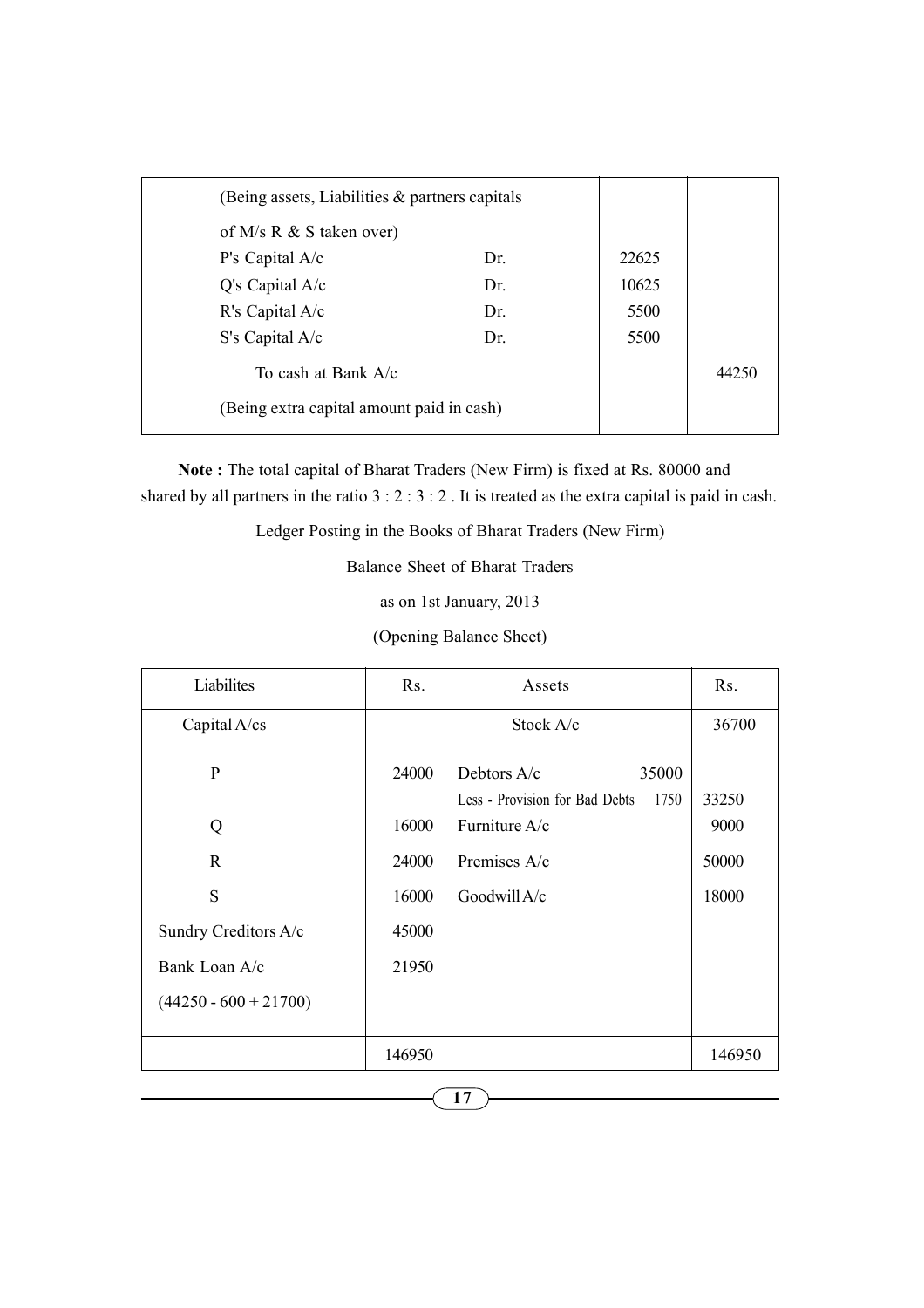| | Particulars | | Dr. | Cr. |
|---|---|---|---|---|
| | (Being assets, Liabilities & partners capitals of M/s R & S taken over) | | | |
| | P's Capital A/c | Dr. | 22625 | |
| | Q's Capital A/c | Dr. | 10625 | |
| | R's Capital A/c | Dr. | 5500 | |
| | S's Capital A/c | Dr. | 5500 | |
| | To cash at Bank A/c | | | 44250 |
| | (Being extra capital amount paid in cash) | | | |

**Note :** The total capital of Bharat Traders (New Firm) is fixed at Rs. 80000 and shared by all partners in the ratio 3 : 2 : 3 : 2 . It is treated as the extra capital is paid in cash.

Ledger Posting in the Books of Bharat Traders (New Firm)

Balance Sheet of Bharat Traders

as on 1st January, 2013

(Opening Balance Sheet)

| Liabilites | Rs. | Assets | Rs. |
|---|---|---|---|
| Capital A/cs | | Stock A/c | 36700 |
| P | 24000 | Debtors A/c 35000 | |
| | | Less - Provision for Bad Debts 1750 | 33250 |
| Q | 16000 | Furniture A/c | 9000 |
| R | 24000 | Premises A/c | 50000 |
| S | 16000 | Goodwill A/c | 18000 |
| Sundry Creditors A/c | 45000 | | |
| Bank Loan A/c | 21950 | | |
| (44250 - 600 + 21700) | | | |
| | 146950 | | 146950 |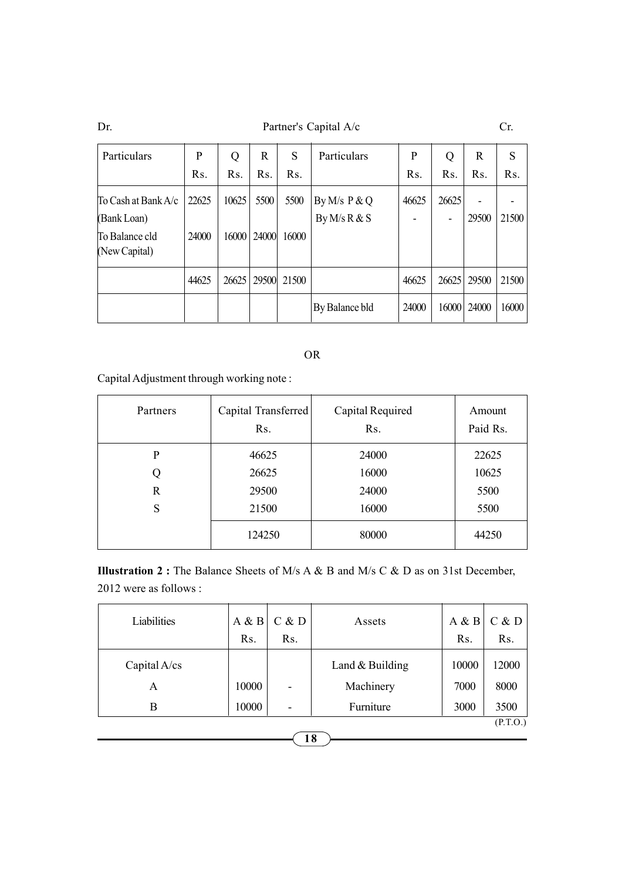Dr. Partner's Capital A/c Cr.

| Particulars | P Rs. | Q Rs. | R Rs. | S Rs. | Particulars | P Rs. | Q Rs. | R Rs. | S Rs. |
|---|---|---|---|---|---|---|---|---|---|
| To Cash at Bank A/c (Bank Loan) | 22625 | 10625 | 5500 | 5500 | By M/s P & Q | 46625 | 26625 | - | - |
| To Balance c/d (New Capital) | 24000 | 16000 | 24000 | 16000 | By M/s R & S | - | - | 29500 | 21500 |
| | 44625 | 26625 | 29500 | 21500 | | 46625 | 26625 | 29500 | 21500 |
| | | | | | By Balance b/d | 24000 | 16000 | 24000 | 16000 |

OR

Capital Adjustment through working note :

| Partners | Capital Transferred Rs. | Capital Required Rs. | Amount Paid Rs. |
|---|---|---|---|
| P | 46625 | 24000 | 22625 |
| Q | 26625 | 16000 | 10625 |
| R | 29500 | 24000 | 5500 |
| S | 21500 | 16000 | 5500 |
| | 124250 | 80000 | 44250 |

**Illustration 2 :** The Balance Sheets of M/s A & B and M/s C & D as on 31st December, 2012 were as follows :

| Liabilities | A & B Rs. | C & D Rs. | Assets | A & B Rs. | C & D Rs. |
|---|---|---|---|---|---|
| Capital A/cs | | | Land & Building | 10000 | 12000 |
| A | 10000 | - | Machinery | 7000 | 8000 |
| B | 10000 | - | Furniture | 3000 | 3500 |

(P.T.O.)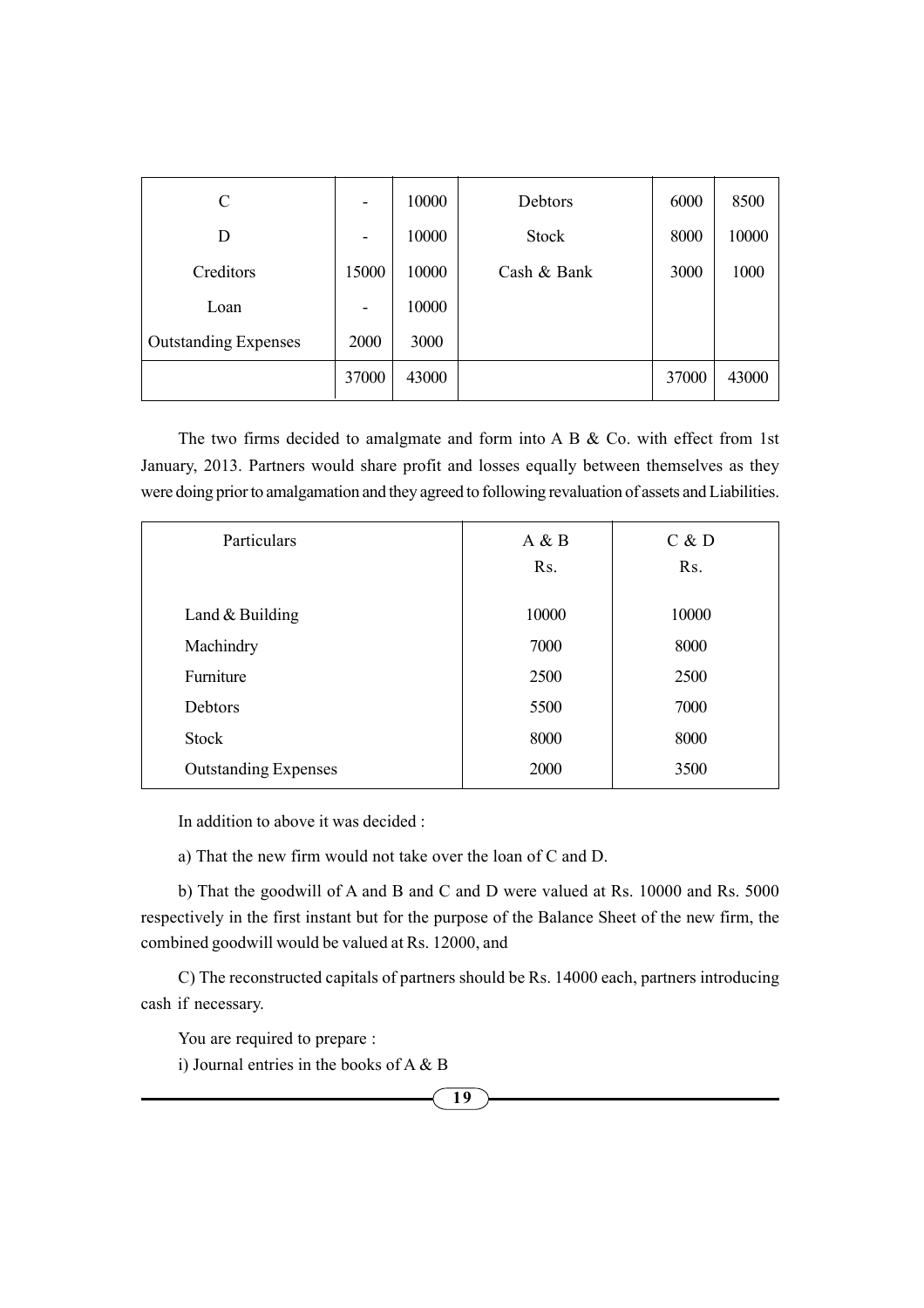| | | | | | |
|---|---|---|---|---|---|
| C | - | 10000 | Debtors | 6000 | 8500 |
| D | - | 10000 | Stock | 8000 | 10000 |
| Creditors | 15000 | 10000 | Cash & Bank | 3000 | 1000 |
| Loan | - | 10000 | | | |
| Outstanding Expenses | 2000 | 3000 | | | |
| | 37000 | 43000 | | 37000 | 43000 |

The two firms decided to amalgmate and form into A B & Co. with effect from 1st January, 2013. Partners would share profit and losses equally between themselves as they were doing prior to amalgamation and they agreed to following revaluation of assets and Liabilities.

| Particulars | A & B Rs. | C & D Rs. |
|---|---|---|
| Land & Building | 10000 | 10000 |
| Machindry | 7000 | 8000 |
| Furniture | 2500 | 2500 |
| Debtors | 5500 | 7000 |
| Stock | 8000 | 8000 |
| Outstanding Expenses | 2000 | 3500 |

In addition to above it was decided :

a) That the new firm would not take over the loan of C and D.

b) That the goodwill of A and B and C and D were valued at Rs. 10000 and Rs. 5000 respectively in the first instant but for the purpose of the Balance Sheet of the new firm, the combined goodwill would be valued at Rs. 12000, and

C) The reconstructed capitals of partners should be Rs. 14000 each, partners introducing cash if necessary.

You are required to prepare :

i) Journal entries in the books of A & B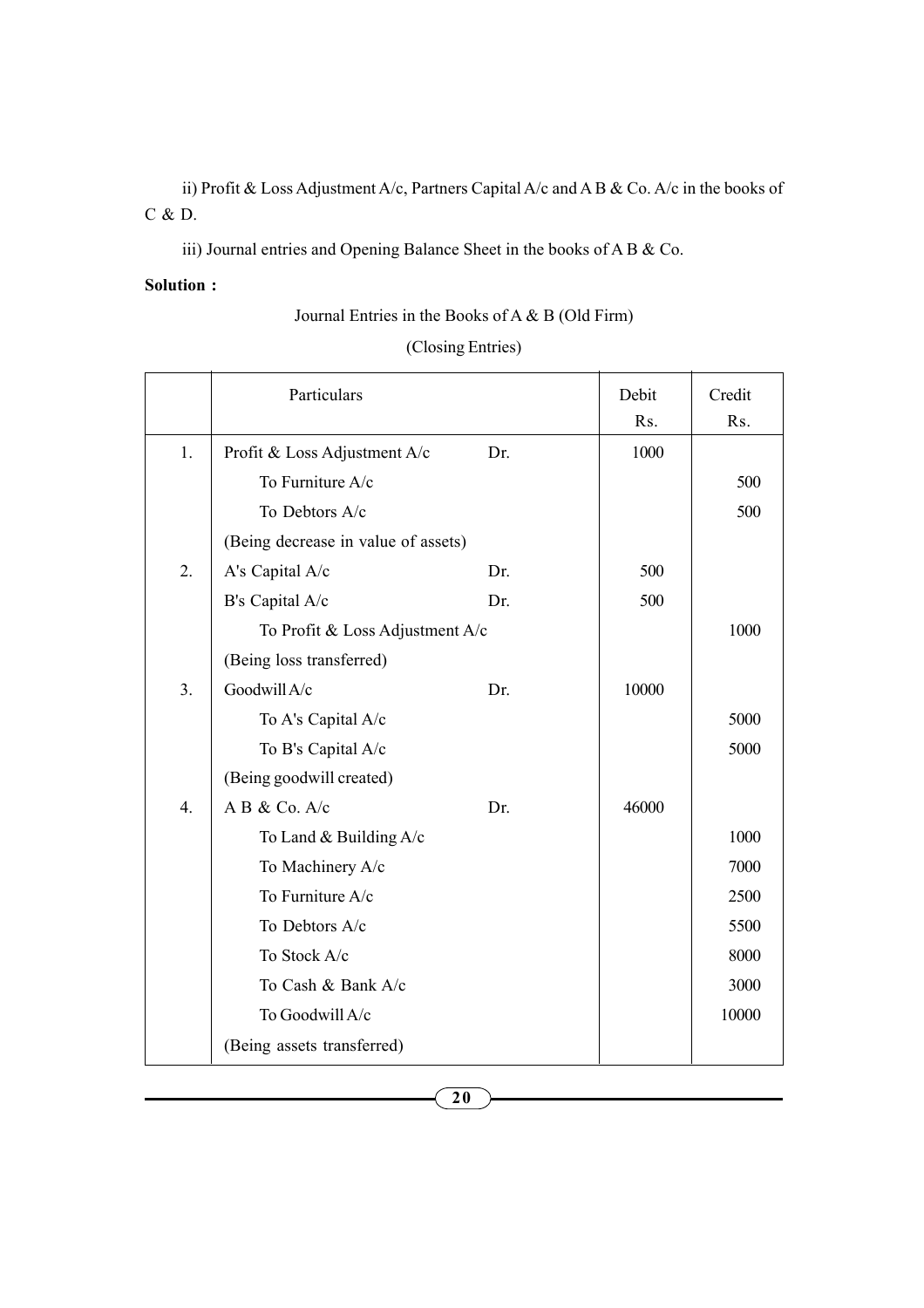ii) Profit & Loss Adjustment A/c, Partners Capital A/c and A B & Co. A/c in the books of C & D.

iii) Journal entries and Opening Balance Sheet in the books of A B & Co.

**Solution :**

Journal Entries in the Books of A & B (Old Firm)

(Closing Entries)

| | Particulars | | Debit Rs. | Credit Rs. |
|---|---|---|---|---|
| 1. | Profit & Loss Adjustment A/c | Dr. | 1000 | |
| | To Furniture A/c | | | 500 |
| | To Debtors A/c | | | 500 |
| | (Being decrease in value of assets) | | | |
| 2. | A's Capital A/c | Dr. | 500 | |
| | B's Capital A/c | Dr. | 500 | |
| | To Profit & Loss Adjustment A/c | | | 1000 |
| | (Being loss transferred) | | | |
| 3. | Goodwill A/c | Dr. | 10000 | |
| | To A's Capital A/c | | | 5000 |
| | To B's Capital A/c | | | 5000 |
| | (Being goodwill created) | | | |
| 4. | A B & Co. A/c | Dr. | 46000 | |
| | To Land & Building A/c | | | 1000 |
| | To Machinery A/c | | | 7000 |
| | To Furniture A/c | | | 2500 |
| | To Debtors A/c | | | 5500 |
| | To Stock A/c | | | 8000 |
| | To Cash & Bank A/c | | | 3000 |
| | To Goodwill A/c | | | 10000 |
| | (Being assets transferred) | | | |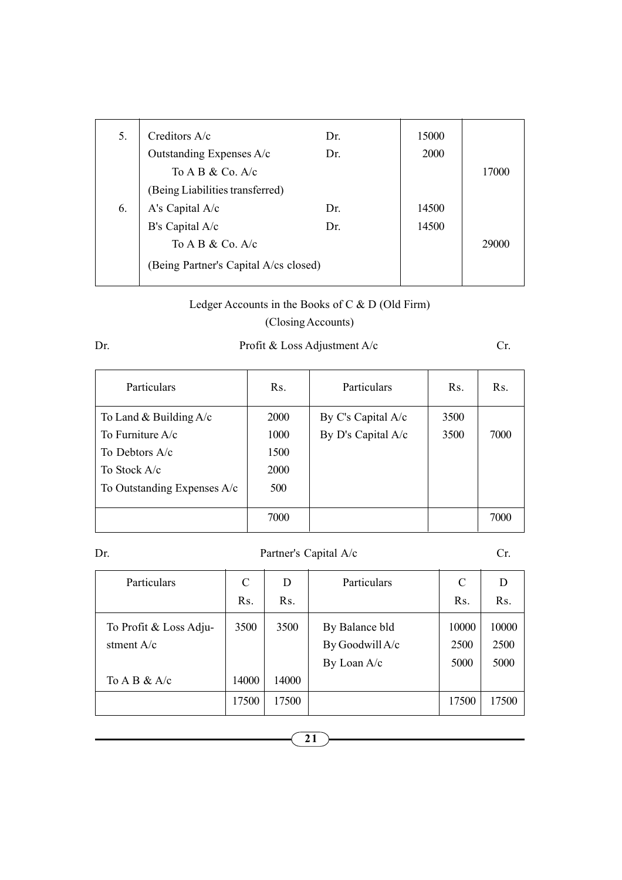| | | | | |
|---|---|---|---|---|
| 5. | Creditors A/c | Dr. | 15000 | |
| | Outstanding Expenses A/c | Dr. | 2000 | |
| | To A B & Co. A/c | | | 17000 |
| | (Being Liabilities transferred) | | | |
| 6. | A's Capital A/c | Dr. | 14500 | |
| | B's Capital A/c | Dr. | 14500 | |
| | To A B & Co. A/c | | | 29000 |
| | (Being Partner's Capital A/cs closed) | | | |

Ledger Accounts in the Books of C & D (Old Firm)

(Closing Accounts)

Dr. Profit & Loss Adjustment A/c Cr.

| Particulars | Rs. | Particulars | Rs. | Rs. |
|---|---|---|---|---|
| To Land & Building A/c | 2000 | By C's Capital A/c | 3500 | |
| To Furniture A/c | 1000 | By D's Capital A/c | 3500 | 7000 |
| To Debtors A/c | 1500 | | | |
| To Stock A/c | 2000 | | | |
| To Outstanding Expenses A/c | 500 | | | |
| | 7000 | | | 7000 |

Dr. Partner's Capital A/c Cr.

| Particulars | C Rs. | D Rs. | Particulars | C Rs. | D Rs. |
|---|---|---|---|---|---|
| To Profit & Loss Adjustment A/c | 3500 | 3500 | By Balance bld | 10000 | 10000 |
| | | | By Goodwill A/c | 2500 | 2500 |
| | | | By Loan A/c | 5000 | 5000 |
| To A B & A/c | 14000 | 14000 | | | |
| | 17500 | 17500 | | 17500 | 17500 |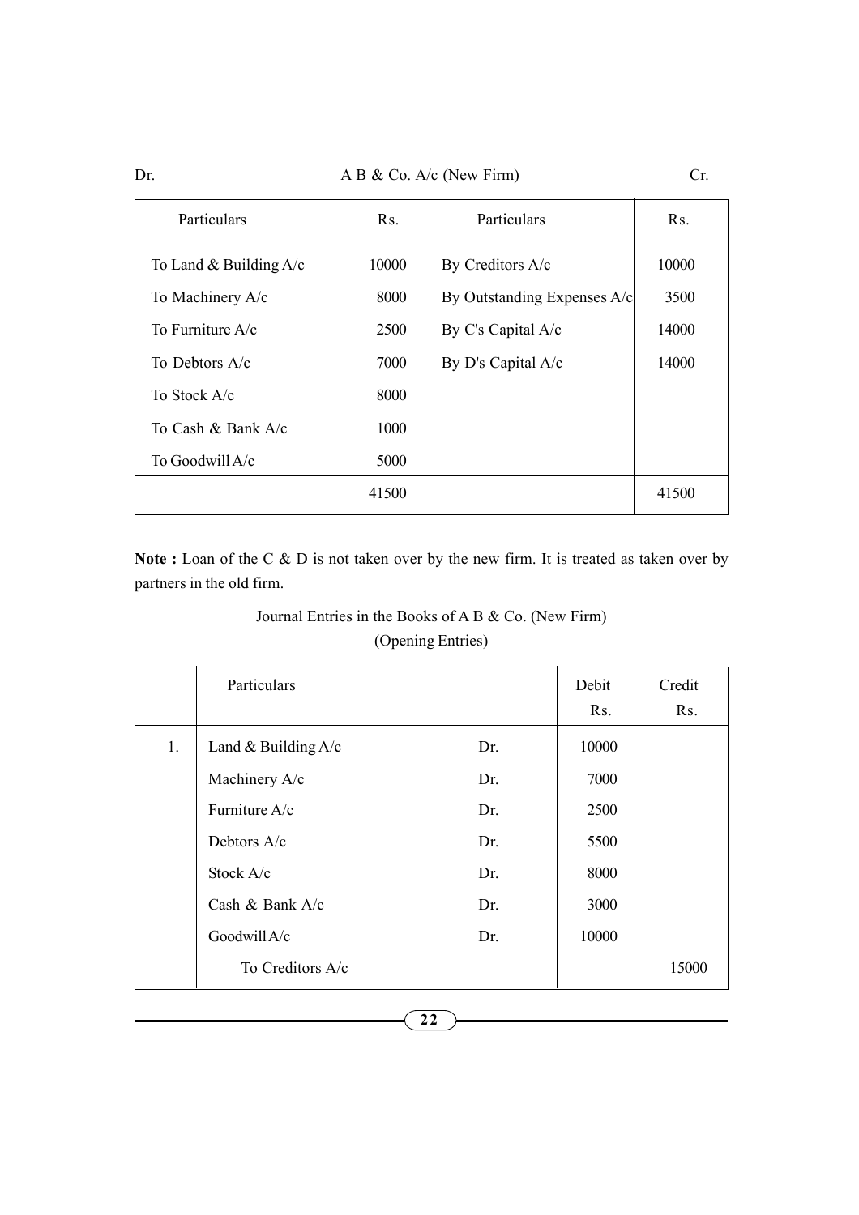Dr. A B & Co. A/c (New Firm) Cr.

| Particulars | Rs. | Particulars | Rs. |
|---|---|---|---|
| To Land & Building A/c | 10000 | By Creditors A/c | 10000 |
| To Machinery A/c | 8000 | By Outstanding Expenses A/c | 3500 |
| To Furniture A/c | 2500 | By C's Capital A/c | 14000 |
| To Debtors A/c | 7000 | By D's Capital A/c | 14000 |
| To Stock A/c | 8000 | | |
| To Cash & Bank A/c | 1000 | | |
| To Goodwill A/c | 5000 | | |
| | 41500 | | 41500 |

**Note :** Loan of the C & D is not taken over by the new firm. It is treated as taken over by partners in the old firm.

Journal Entries in the Books of A B & Co. (New Firm)
(Opening Entries)

| | Particulars | | Debit Rs. | Credit Rs. |
|---|---|---|---|---|
| 1. | Land & Building A/c | Dr. | 10000 | |
| | Machinery A/c | Dr. | 7000 | |
| | Furniture A/c | Dr. | 2500 | |
| | Debtors A/c | Dr. | 5500 | |
| | Stock A/c | Dr. | 8000 | |
| | Cash & Bank A/c | Dr. | 3000 | |
| | Goodwill A/c | Dr. | 10000 | |
| | To Creditors A/c | | | 15000 |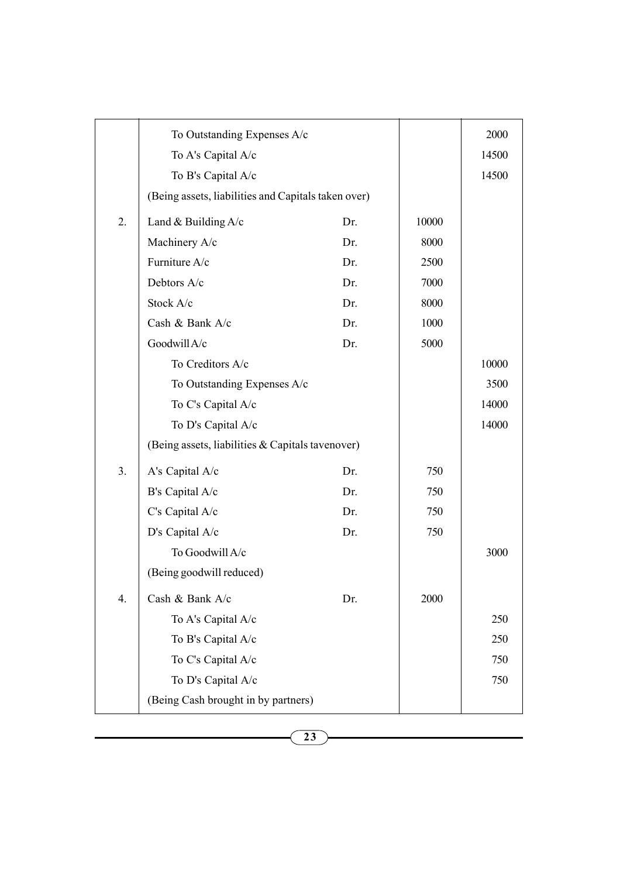| | | | |
|---|---|---|---|
| | To Outstanding Expenses A/c | | 2000 |
| | To A's Capital A/c | | 14500 |
| | To B's Capital A/c | | 14500 |
| | (Being assets, liabilities and Capitals taken over) | | |
| 2. | Land & Building A/c Dr. | 10000 | |
| | Machinery A/c Dr. | 8000 | |
| | Furniture A/c Dr. | 2500 | |
| | Debtors A/c Dr. | 7000 | |
| | Stock A/c Dr. | 8000 | |
| | Cash & Bank A/c Dr. | 1000 | |
| | Goodwill A/c Dr. | 5000 | |
| | To Creditors A/c | | 10000 |
| | To Outstanding Expenses A/c | | 3500 |
| | To C's Capital A/c | | 14000 |
| | To D's Capital A/c | | 14000 |
| | (Being assets, liabilities & Capitals tavenover) | | |
| 3. | A's Capital A/c Dr. | 750 | |
| | B's Capital A/c Dr. | 750 | |
| | C's Capital A/c Dr. | 750 | |
| | D's Capital A/c Dr. | 750 | |
| | To Goodwill A/c | | 3000 |
| | (Being goodwill reduced) | | |
| 4. | Cash & Bank A/c Dr. | 2000 | |
| | To A's Capital A/c | | 250 |
| | To B's Capital A/c | | 250 |
| | To C's Capital A/c | | 750 |
| | To D's Capital A/c | | 750 |
| | (Being Cash brought in by partners) | | |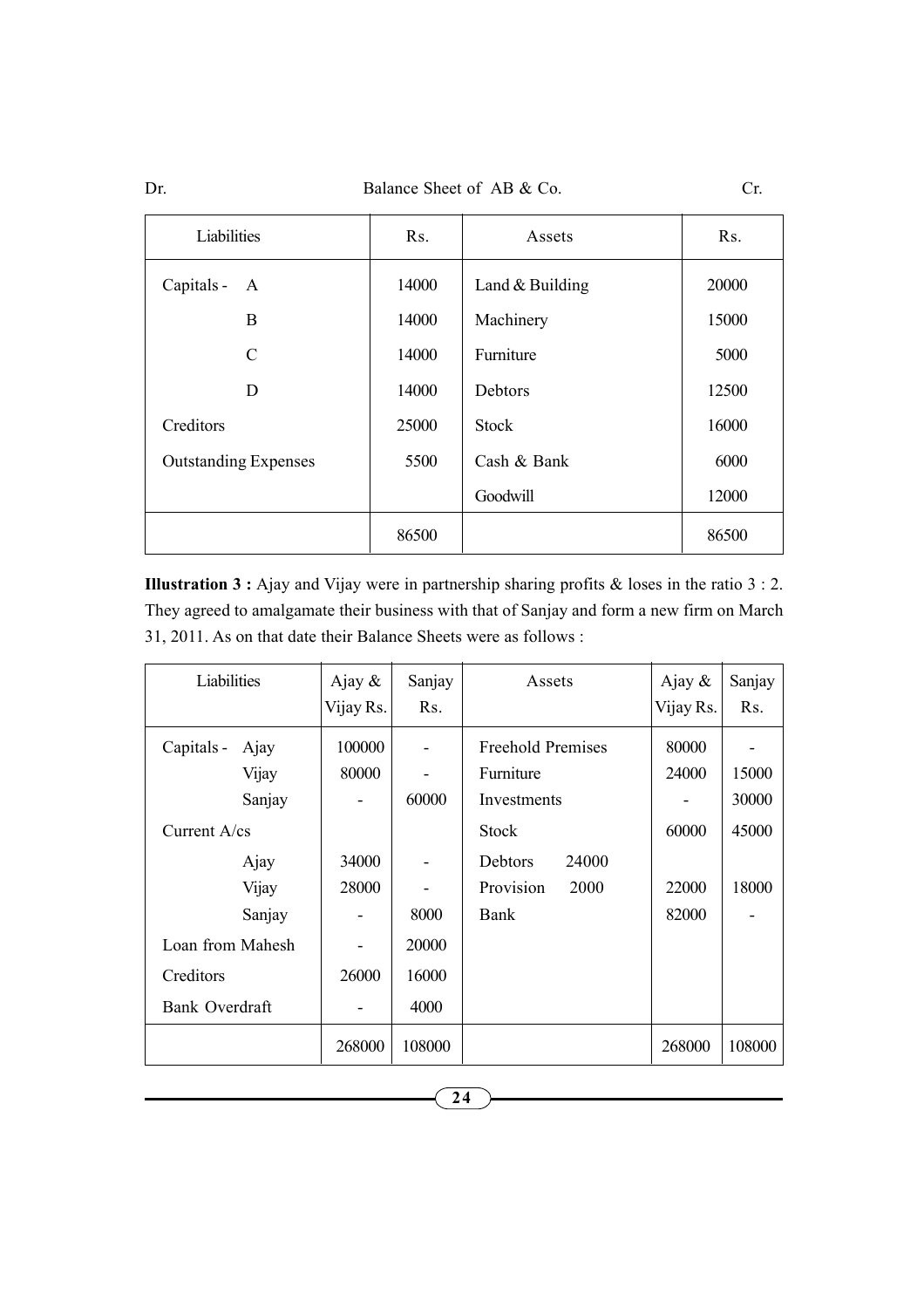Dr. Balance Sheet of AB & Co. Cr.

| Liabilities | Rs. | Assets | Rs. |
|---|---|---|---|
| Capitals - A | 14000 | Land & Building | 20000 |
| B | 14000 | Machinery | 15000 |
| C | 14000 | Furniture | 5000 |
| D | 14000 | Debtors | 12500 |
| Creditors | 25000 | Stock | 16000 |
| Outstanding Expenses | 5500 | Cash & Bank | 6000 |
| | | Goodwill | 12000 |
| | 86500 | | 86500 |

**Illustration 3 :** Ajay and Vijay were in partnership sharing profits & loses in the ratio 3 : 2. They agreed to amalgamate their business with that of Sanjay and form a new firm on March 31, 2011. As on that date their Balance Sheets were as follows :

| Liabilities | Ajay & Vijay Rs. | Sanjay Rs. | Assets | Ajay & Vijay Rs. | Sanjay Rs. |
|---|---|---|---|---|---|
| Capitals - Ajay | 100000 | - | Freehold Premises | 80000 | - |
| Vijay | 80000 | - | Furniture | 24000 | 15000 |
| Sanjay | - | 60000 | Investments | - | 30000 |
| Current A/cs | | | Stock | 60000 | 45000 |
| Ajay | 34000 | - | Debtors 24000 | | |
| Vijay | 28000 | - | Provision 2000 | 22000 | 18000 |
| Sanjay | - | 8000 | Bank | 82000 | - |
| Loan from Mahesh | - | 20000 | | | |
| Creditors | 26000 | 16000 | | | |
| Bank Overdraft | - | 4000 | | | |
| | 268000 | 108000 | | 268000 | 108000 |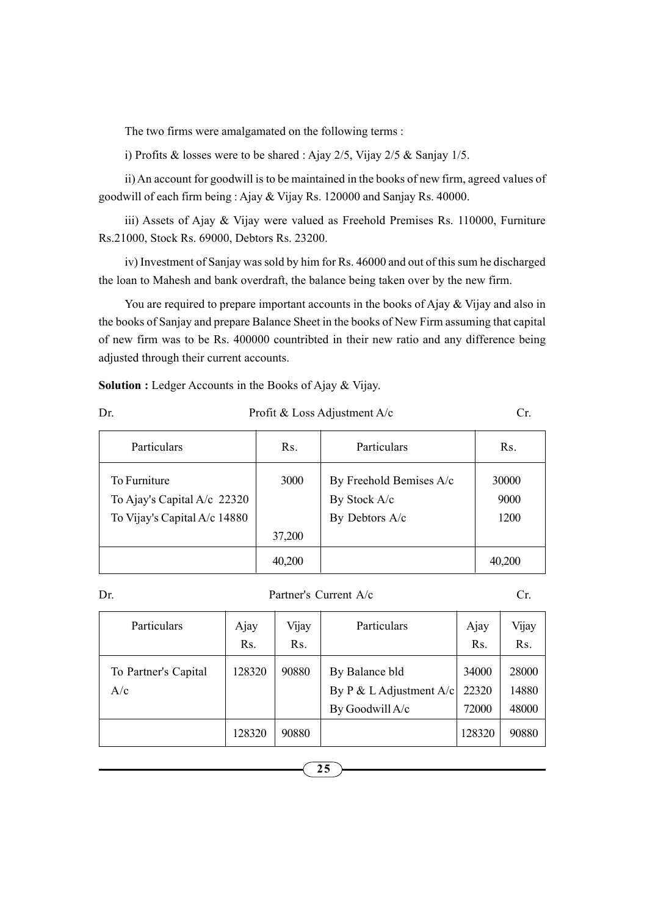The two firms were amalgamated on the following terms :

i) Profits & losses were to be shared : Ajay 2/5, Vijay 2/5 & Sanjay 1/5.

ii) An account for goodwill is to be maintained in the books of new firm, agreed values of goodwill of each firm being : Ajay & Vijay Rs. 120000 and Sanjay Rs. 40000.

iii) Assets of Ajay & Vijay were valued as Freehold Premises Rs. 110000, Furniture Rs.21000, Stock Rs. 69000, Debtors Rs. 23200.

iv) Investment of Sanjay was sold by him for Rs. 46000 and out of this sum he discharged the loan to Mahesh and bank overdraft, the balance being taken over by the new firm.

You are required to prepare important accounts in the books of Ajay & Vijay and also in the books of Sanjay and prepare Balance Sheet in the books of New Firm assuming that capital of new firm was to be Rs. 400000 countribted in their new ratio and any difference being adjusted through their current accounts.

**Solution :** Ledger Accounts in the Books of Ajay & Vijay.

Dr. Profit & Loss Adjustment A/c Cr.

| Particulars | Rs. | Particulars | Rs. |
|---|---|---|---|
| To Furniture<br>To Ajay's Capital A/c 22320<br>To Vijay's Capital A/c 14880 | 3000<br><br><br>37,200 | By Freehold Bemises A/c<br>By Stock A/c<br>By Debtors A/c | 30000<br>9000<br>1200 |
| | 40,200 | | 40,200 |

Dr. Partner's Current A/c Cr.

| Particulars | Ajay Rs. | Vijay Rs. | Particulars | Ajay Rs. | Vijay Rs. |
|---|---|---|---|---|---|
| To Partner's Capital A/c | 128320 | 90880 | By Balance bld<br>By P & L Adjustment A/c<br>By Goodwill A/c | 34000<br>22320<br>72000 | 28000<br>14880<br>48000 |
| | 128320 | 90880 | | 128320 | 90880 |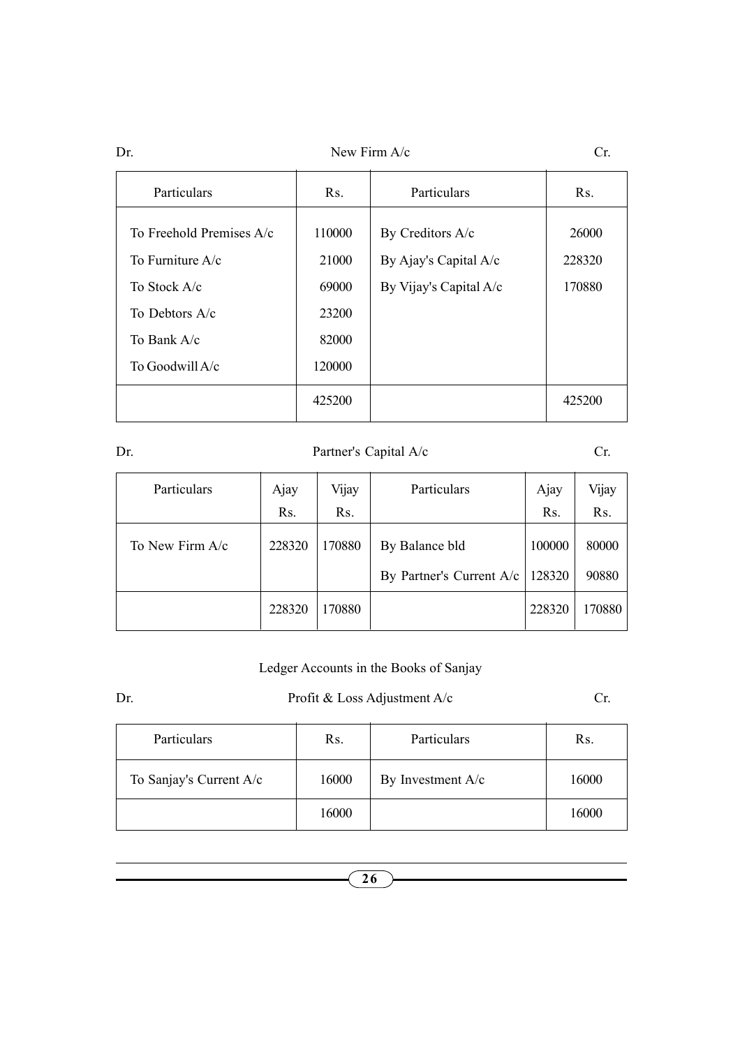Dr. New Firm A/c Cr.

| Particulars | Rs. | Particulars | Rs. |
|---|---|---|---|
| To Freehold Premises A/c | 110000 | By Creditors A/c | 26000 |
| To Furniture A/c | 21000 | By Ajay's Capital A/c | 228320 |
| To Stock A/c | 69000 | By Vijay's Capital A/c | 170880 |
| To Debtors A/c | 23200 | | |
| To Bank A/c | 82000 | | |
| To Goodwill A/c | 120000 | | |
| | 425200 | | 425200 |

Dr. Partner's Capital A/c Cr.

| Particulars | Ajay Rs. | Vijay Rs. | Particulars | Ajay Rs. | Vijay Rs. |
|---|---|---|---|---|---|
| To New Firm A/c | 228320 | 170880 | By Balance bld | 100000 | 80000 |
| | | | By Partner's Current A/c | 128320 | 90880 |
| | 228320 | 170880 | | 228320 | 170880 |

Ledger Accounts in the Books of Sanjay

Dr. Profit & Loss Adjustment A/c Cr.

| Particulars | Rs. | Particulars | Rs. |
|---|---|---|---|
| To Sanjay's Current A/c | 16000 | By Investment A/c | 16000 |
| | 16000 | | 16000 |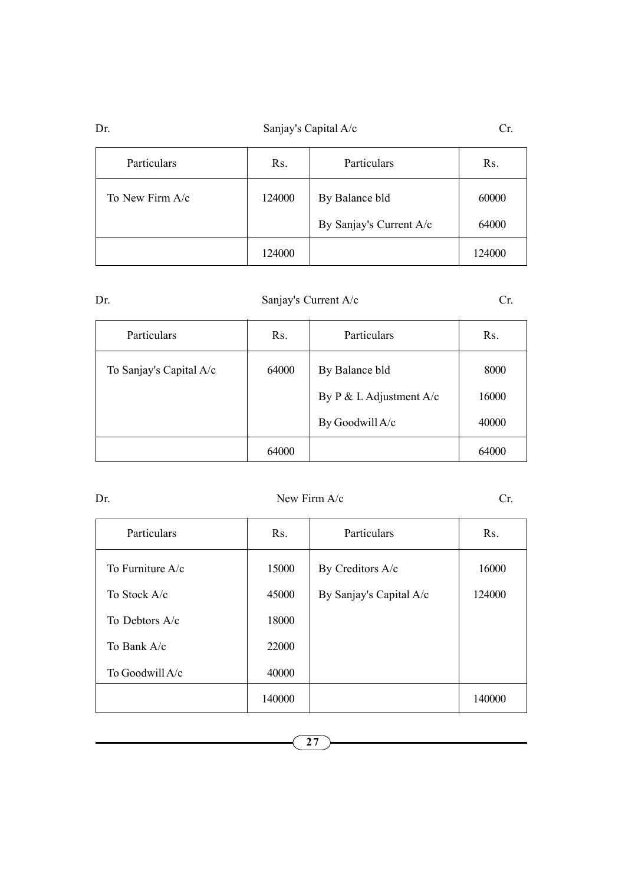Dr. Sanjay's Capital A/c Cr.

| Particulars | Rs. | Particulars | Rs. |
|---|---|---|---|
| To New Firm A/c | 124000 | By Balance bld | 60000 |
| | | By Sanjay's Current A/c | 64000 |
| | 124000 | | 124000 |

Dr. Sanjay's Current A/c Cr.

| Particulars | Rs. | Particulars | Rs. |
|---|---|---|---|
| To Sanjay's Capital A/c | 64000 | By Balance bld | 8000 |
| | | By P & L Adjustment A/c | 16000 |
| | | By Goodwill A/c | 40000 |
| | 64000 | | 64000 |

Dr. New Firm A/c Cr.

| Particulars | Rs. | Particulars | Rs. |
|---|---|---|---|
| To Furniture A/c | 15000 | By Creditors A/c | 16000 |
| To Stock A/c | 45000 | By Sanjay's Capital A/c | 124000 |
| To Debtors A/c | 18000 | | |
| To Bank A/c | 22000 | | |
| To Goodwill A/c | 40000 | | |
| | 140000 | | 140000 |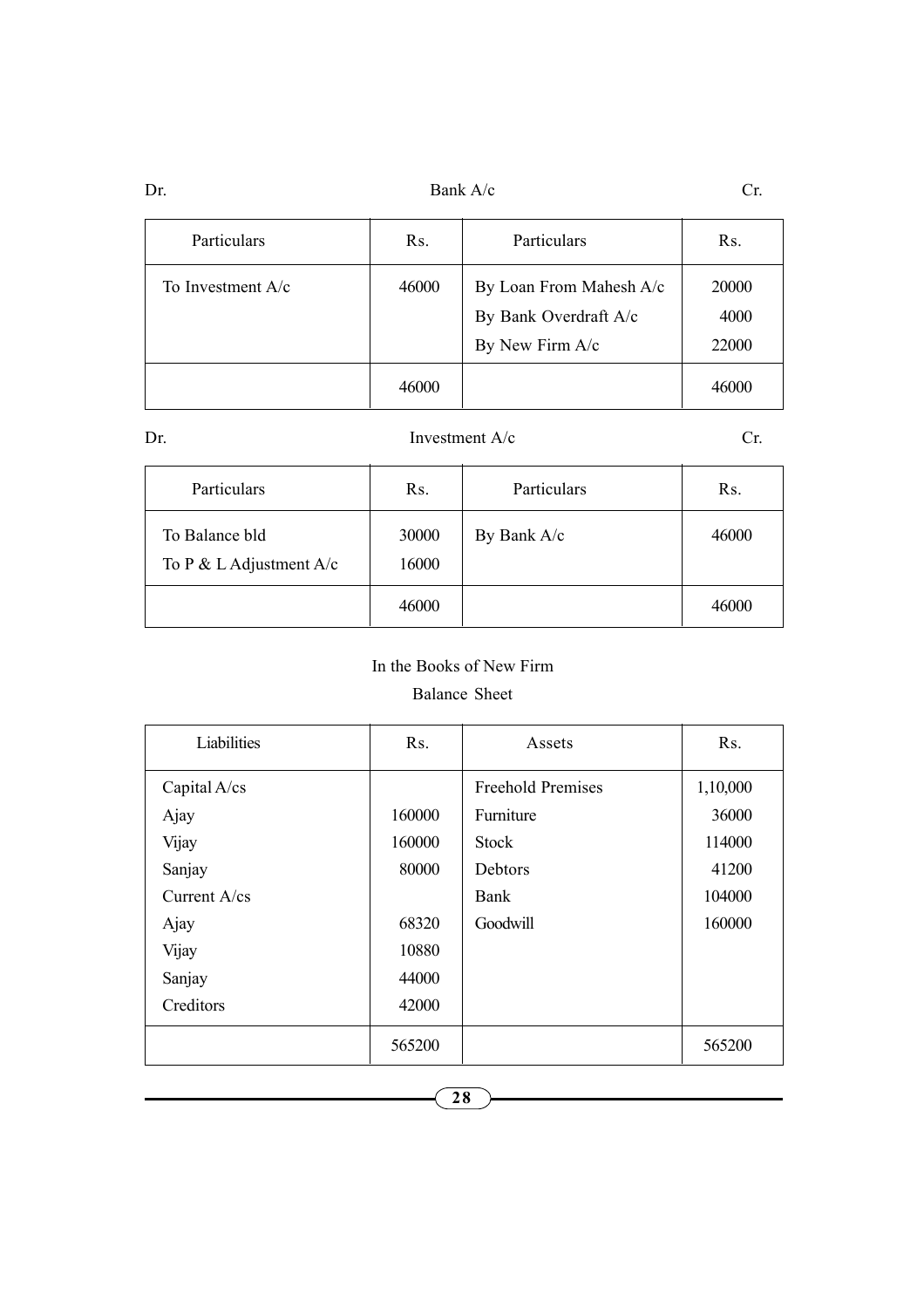Dr. Bank A/c Cr.

| Particulars | Rs. | Particulars | Rs. |
|---|---|---|---|
| To Investment A/c | 46000 | By Loan From Mahesh A/c | 20000 |
| | | By Bank Overdraft A/c | 4000 |
| | | By New Firm A/c | 22000 |
| | 46000 | | 46000 |

Dr. Investment A/c Cr.

| Particulars | Rs. | Particulars | Rs. |
|---|---|---|---|
| To Balance bld | 30000 | By Bank A/c | 46000 |
| To P & L Adjustment A/c | 16000 | | |
| | 46000 | | 46000 |

In the Books of New Firm

Balance Sheet

| Liabilities | Rs. | Assets | Rs. |
|---|---|---|---|
| Capital A/cs | | Freehold Premises | 1,10,000 |
| Ajay | 160000 | Furniture | 36000 |
| Vijay | 160000 | Stock | 114000 |
| Sanjay | 80000 | Debtors | 41200 |
| Current A/cs | | Bank | 104000 |
| Ajay | 68320 | Goodwill | 160000 |
| Vijay | 10880 | | |
| Sanjay | 44000 | | |
| Creditors | 42000 | | |
| | 565200 | | 565200 |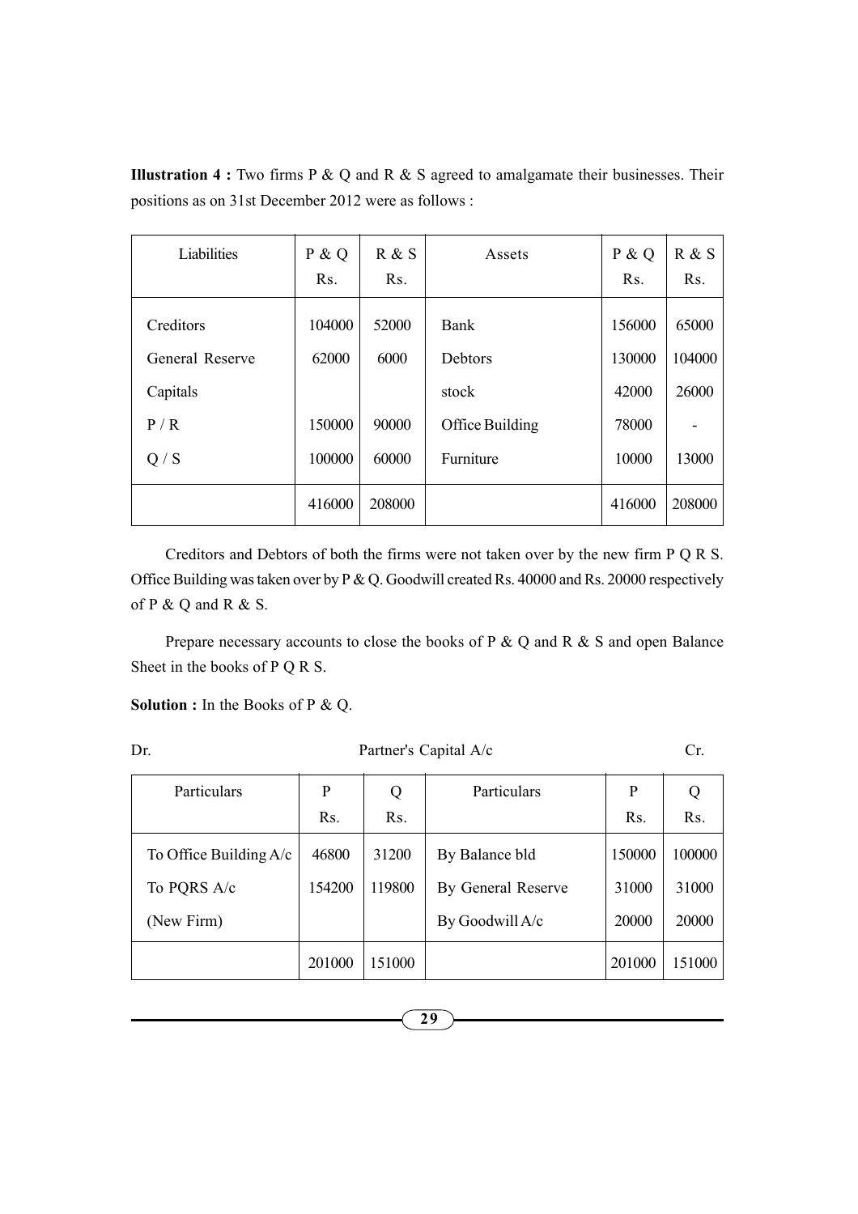**Illustration 4 :** Two firms P & Q and R & S agreed to amalgamate their businesses. Their positions as on 31st December 2012 were as follows :

| Liabilities | P & Q Rs. | R & S Rs. | Assets | P & Q Rs. | R & S Rs. |
|---|---|---|---|---|---|
| Creditors | 104000 | 52000 | Bank | 156000 | 65000 |
| General Reserve | 62000 | 6000 | Debtors | 130000 | 104000 |
| Capitals | | | stock | 42000 | 26000 |
| P / R | 150000 | 90000 | Office Building | 78000 | - |
| Q / S | 100000 | 60000 | Furniture | 10000 | 13000 |
| | 416000 | 208000 | | 416000 | 208000 |

Creditors and Debtors of both the firms were not taken over by the new firm P Q R S. Office Building was taken over by P & Q. Goodwill created Rs. 40000 and Rs. 20000 respectively of P & Q and R & S.

Prepare necessary accounts to close the books of P & Q and R & S and open Balance Sheet in the books of P Q R S.

**Solution :** In the Books of P & Q.

Dr. Partner's Capital A/c Cr.

| Particulars | P Rs. | Q Rs. | Particulars | P Rs. | Q Rs. |
|---|---|---|---|---|---|
| To Office Building A/c | 46800 | 31200 | By Balance bld | 150000 | 100000 |
| To PQRS A/c | 154200 | 119800 | By General Reserve | 31000 | 31000 |
| (New Firm) | | | By Goodwill A/c | 20000 | 20000 |
| | 201000 | 151000 | | 201000 | 151000 |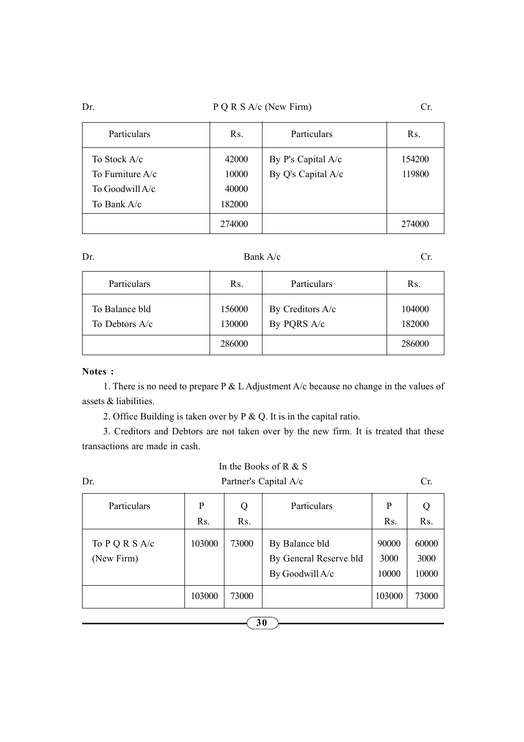Dr. P Q R S A/c (New Firm) Cr.

| Particulars | Rs. | Particulars | Rs. |
|---|---|---|---|
| To Stock A/c<br>To Furniture A/c<br>To Goodwill A/c<br>To Bank A/c | 42000<br>10000<br>40000<br>182000 | By P's Capital A/c<br>By Q's Capital A/c | 154200<br>119800 |
| | 274000 | | 274000 |

Dr. Bank A/c Cr.

| Particulars | Rs. | Particulars | Rs. |
|---|---|---|---|
| To Balance bld<br>To Debtors A/c | 156000<br>130000 | By Creditors A/c<br>By PQRS A/c | 104000<br>182000 |
| | 286000 | | 286000 |

**Notes :**

1. There is no need to prepare P & L Adjustment A/c because no change in the values of assets & liabilities.

2. Office Building is taken over by P & Q. It is in the capital ratio.

3. Creditors and Debtors are not taken over by the new firm. It is treated that these transactions are made in cash.

In the Books of R & S

Dr. Partner's Capital A/c Cr.

| Particulars | P<br>Rs. | Q<br>Rs. | Particulars | P<br>Rs. | Q<br>Rs. |
|---|---|---|---|---|---|
| To P Q R S A/c<br>(New Firm) | 103000 | 73000 | By Balance bld<br>By General Reserve bld<br>By Goodwill A/c | 90000<br>3000<br>10000 | 60000<br>3000<br>10000 |
| | 103000 | 73000 | | 103000 | 73000 |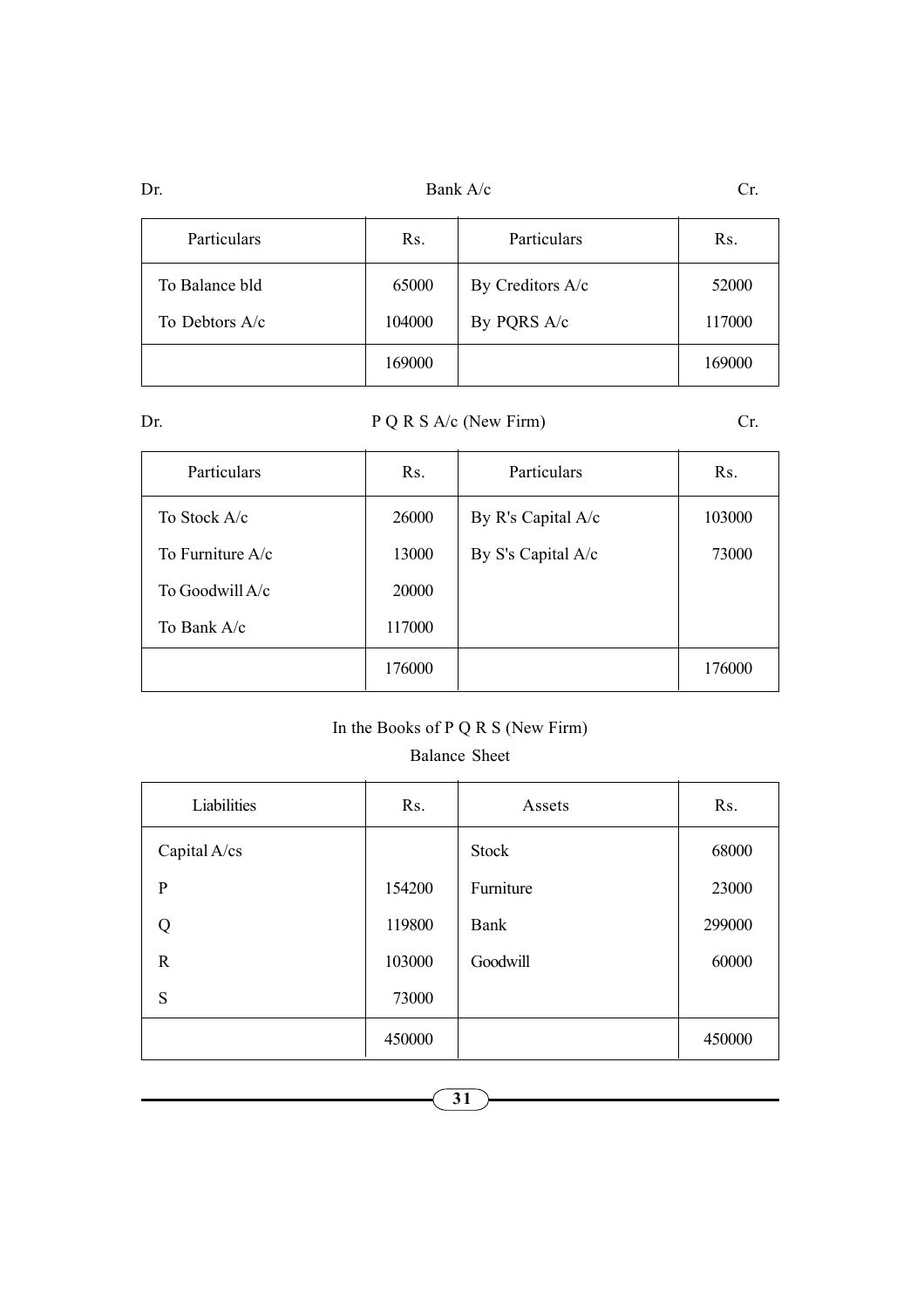Dr. **Bank A/c** Cr.

| Particulars | Rs. | Particulars | Rs. |
|---|---|---|---|
| To Balance bld | 65000 | By Creditors A/c | 52000 |
| To Debtors A/c | 104000 | By PQRS A/c | 117000 |
| | 169000 | | 169000 |

Dr. **P Q R S A/c (New Firm)** Cr.

| Particulars | Rs. | Particulars | Rs. |
|---|---|---|---|
| To Stock A/c | 26000 | By R's Capital A/c | 103000 |
| To Furniture A/c | 13000 | By S's Capital A/c | 73000 |
| To Goodwill A/c | 20000 | | |
| To Bank A/c | 117000 | | |
| | 176000 | | 176000 |

In the Books of P Q R S (New Firm)

Balance Sheet

| Liabilities | Rs. | Assets | Rs. |
|---|---|---|---|
| Capital A/cs | | Stock | 68000 |
| P | 154200 | Furniture | 23000 |
| Q | 119800 | Bank | 299000 |
| R | 103000 | Goodwill | 60000 |
| S | 73000 | | |
| | 450000 | | 450000 |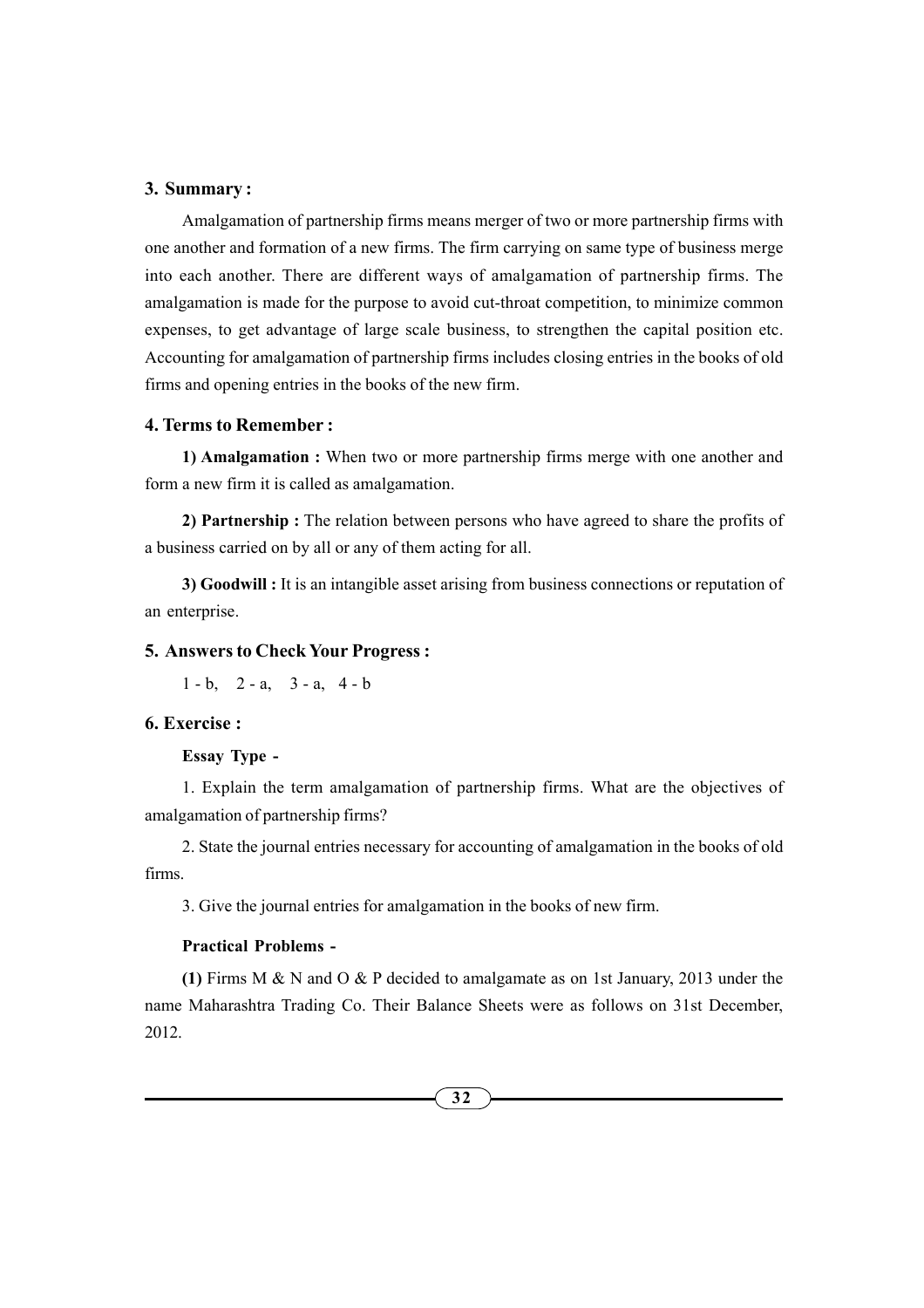### 3. Summary :

Amalgamation of partnership firms means merger of two or more partnership firms with one another and formation of a new firms. The firm carrying on same type of business merge into each another. There are different ways of amalgamation of partnership firms. The amalgamation is made for the purpose to avoid cut-throat competition, to minimize common expenses, to get advantage of large scale business, to strengthen the capital position etc. Accounting for amalgamation of partnership firms includes closing entries in the books of old firms and opening entries in the books of the new firm.

### 4. Terms to Remember :

**1) Amalgamation :** When two or more partnership firms merge with one another and form a new firm it is called as amalgamation.

**2) Partnership :** The relation between persons who have agreed to share the profits of a business carried on by all or any of them acting for all.

**3) Goodwill :** It is an intangible asset arising from business connections or reputation of an enterprise.

### 5. Answers to Check Your Progress :

1 - b, 2 - a, 3 - a, 4 - b

### 6. Exercise :

**Essay Type -**

1. Explain the term amalgamation of partnership firms. What are the objectives of amalgamation of partnership firms?

2. State the journal entries necessary for accounting of amalgamation in the books of old firms.

3. Give the journal entries for amalgamation in the books of new firm.

**Practical Problems -**

**(1)** Firms M & N and O & P decided to amalgamate as on 1st January, 2013 under the name Maharashtra Trading Co. Their Balance Sheets were as follows on 31st December, 2012.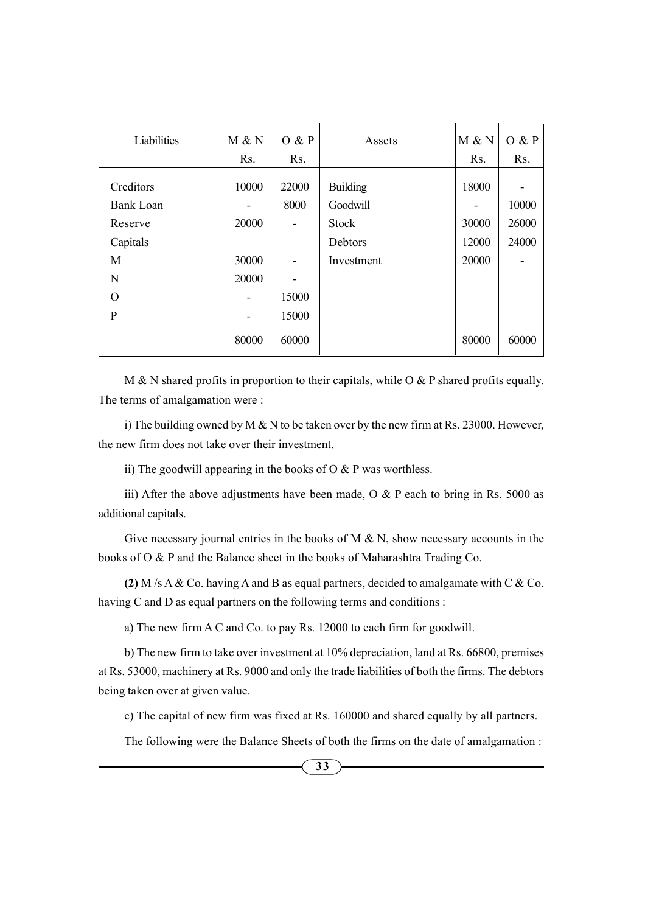| Liabilities | M & N Rs. | O & P Rs. | Assets | M & N Rs. | O & P Rs. |
|---|---|---|---|---|---|
| Creditors | 10000 | 22000 | Building | 18000 | - |
| Bank Loan | - | 8000 | Goodwill | - | 10000 |
| Reserve | 20000 | - | Stock | 30000 | 26000 |
| Capitals | | | Debtors | 12000 | 24000 |
| M | 30000 | - | Investment | 20000 | - |
| N | 20000 | - | | | |
| O | - | 15000 | | | |
| P | - | 15000 | | | |
| | 80000 | 60000 | | 80000 | 60000 |

M & N shared profits in proportion to their capitals, while O & P shared profits equally. The terms of amalgamation were :

i) The building owned by M & N to be taken over by the new firm at Rs. 23000. However, the new firm does not take over their investment.

ii) The goodwill appearing in the books of O & P was worthless.

iii) After the above adjustments have been made, O & P each to bring in Rs. 5000 as additional capitals.

Give necessary journal entries in the books of M & N, show necessary accounts in the books of O & P and the Balance sheet in the books of Maharashtra Trading Co.

**(2)** M /s A & Co. having A and B as equal partners, decided to amalgamate with C & Co. having C and D as equal partners on the following terms and conditions :

a) The new firm A C and Co. to pay Rs. 12000 to each firm for goodwill.

b) The new firm to take over investment at 10% depreciation, land at Rs. 66800, premises at Rs. 53000, machinery at Rs. 9000 and only the trade liabilities of both the firms. The debtors being taken over at given value.

c) The capital of new firm was fixed at Rs. 160000 and shared equally by all partners.

The following were the Balance Sheets of both the firms on the date of amalgamation :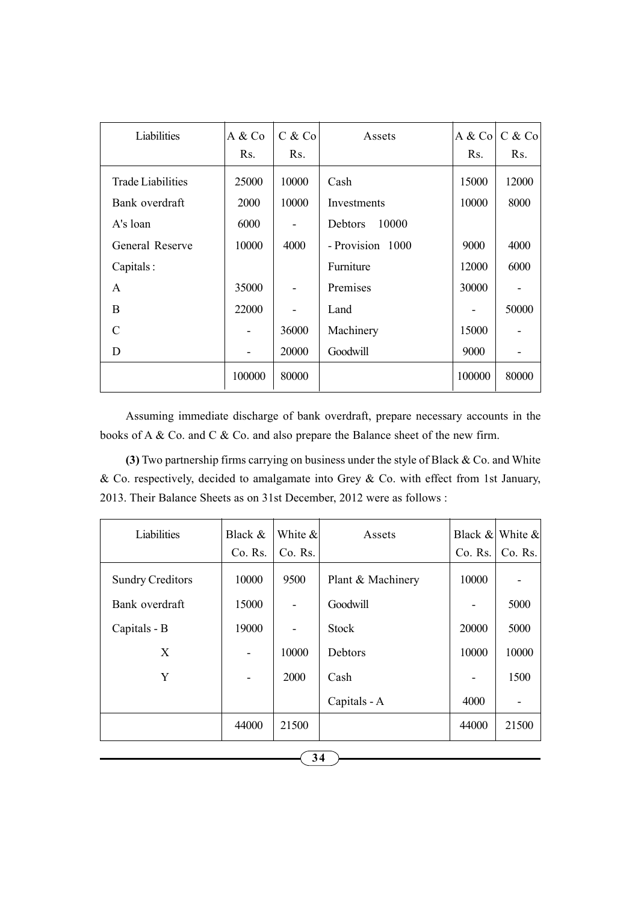| Liabilities | A & Co Rs. | C & Co Rs. | Assets | A & Co Rs. | C & Co Rs. |
|---|---|---|---|---|---|
| Trade Liabilities | 25000 | 10000 | Cash | 15000 | 12000 |
| Bank overdraft | 2000 | 10000 | Investments | 10000 | 8000 |
| A's loan | 6000 | - | Debtors 10000 | | |
| General Reserve | 10000 | 4000 | - Provision 1000 | 9000 | 4000 |
| Capitals : | | | Furniture | 12000 | 6000 |
| A | 35000 | - | Premises | 30000 | - |
| B | 22000 | - | Land | - | 50000 |
| C | - | 36000 | Machinery | 15000 | - |
| D | - | 20000 | Goodwill | 9000 | - |
| | 100000 | 80000 | | 100000 | 80000 |

Assuming immediate discharge of bank overdraft, prepare necessary accounts in the books of A & Co. and C & Co. and also prepare the Balance sheet of the new firm.

**(3)** Two partnership firms carrying on business under the style of Black & Co. and White & Co. respectively, decided to amalgamate into Grey & Co. with effect from 1st January, 2013. Their Balance Sheets as on 31st December, 2012 were as follows :

| Liabilities | Black & Co. Rs. | White & Co. Rs. | Assets | Black & Co. Rs. | White & Co. Rs. |
|---|---|---|---|---|---|
| Sundry Creditors | 10000 | 9500 | Plant & Machinery | 10000 | - |
| Bank overdraft | 15000 | - | Goodwill | - | 5000 |
| Capitals - B | 19000 | - | Stock | 20000 | 5000 |
| X | - | 10000 | Debtors | 10000 | 10000 |
| Y | - | 2000 | Cash | - | 1500 |
| | | | Capitals - A | 4000 | - |
| | 44000 | 21500 | | 44000 | 21500 |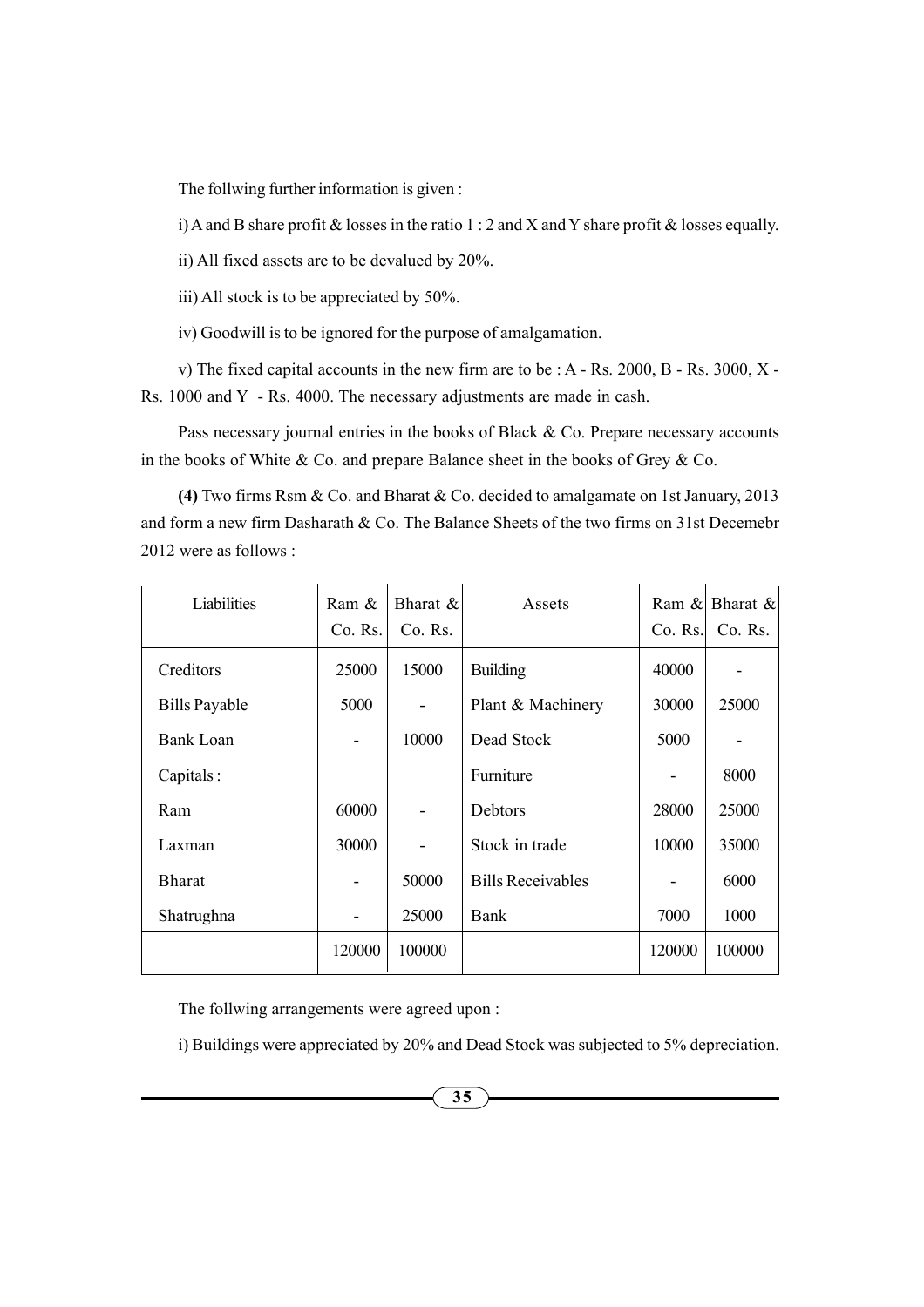The follwing further information is given :

i) A and B share profit & losses in the ratio 1 : 2 and X and Y share profit & losses equally.

ii) All fixed assets are to be devalued by 20%.

iii) All stock is to be appreciated by 50%.

iv) Goodwill is to be ignored for the purpose of amalgamation.

v) The fixed capital accounts in the new firm are to be : A - Rs. 2000, B - Rs. 3000, X - Rs. 1000 and Y - Rs. 4000. The necessary adjustments are made in cash.

Pass necessary journal entries in the books of Black & Co. Prepare necessary accounts in the books of White & Co. and prepare Balance sheet in the books of Grey & Co.

**(4)** Two firms Rsm & Co. and Bharat & Co. decided to amalgamate on 1st January, 2013 and form a new firm Dasharath & Co. The Balance Sheets of the two firms on 31st Decemebr 2012 were as follows :

| Liabilities | Ram & Co. Rs. | Bharat & Co. Rs. | Assets | Ram & Co. Rs. | Bharat & Co. Rs. |
|---|---|---|---|---|---|
| Creditors | 25000 | 15000 | Building | 40000 | - |
| Bills Payable | 5000 | - | Plant & Machinery | 30000 | 25000 |
| Bank Loan | - | 10000 | Dead Stock | 5000 | - |
| Capitals : | | | Furniture | - | 8000 |
| Ram | 60000 | - | Debtors | 28000 | 25000 |
| Laxman | 30000 | - | Stock in trade | 10000 | 35000 |
| Bharat | - | 50000 | Bills Receivables | - | 6000 |
| Shatrughna | - | 25000 | Bank | 7000 | 1000 |
| | 120000 | 100000 | | 120000 | 100000 |

The follwing arrangements were agreed upon :

i) Buildings were appreciated by 20% and Dead Stock was subjected to 5% depreciation.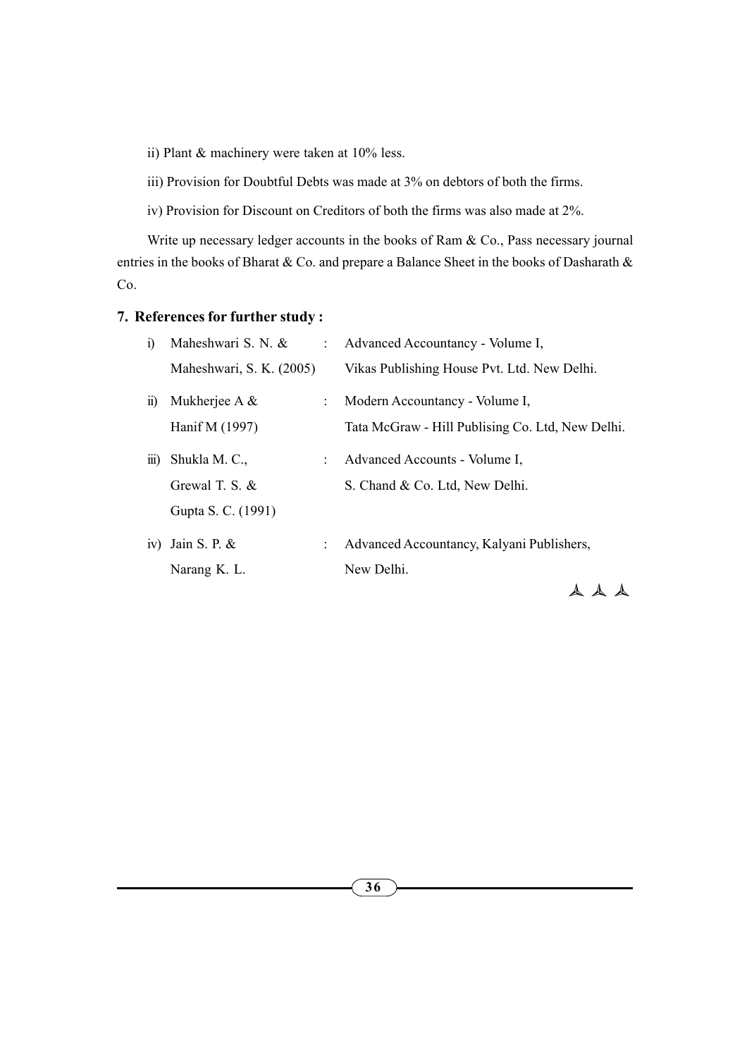ii) Plant & machinery were taken at 10% less.

iii) Provision for Doubtful Debts was made at 3% on debtors of both the firms.

iv) Provision for Discount on Creditors of both the firms was also made at 2%.

Write up necessary ledger accounts in the books of Ram & Co., Pass necessary journal entries in the books of Bharat & Co. and prepare a Balance Sheet in the books of Dasharath & Co.

## 7. References for further study :

i) Maheshwari S. N. & Maheshwari, S. K. (2005) : Advanced Accountancy - Volume I, Vikas Publishing House Pvt. Ltd. New Delhi.

ii) Mukherjee A & Hanif M (1997) : Modern Accountancy - Volume I, Tata McGraw - Hill Publising Co. Ltd, New Delhi.

iii) Shukla M. C., Grewal T. S. & Gupta S. C. (1991) : Advanced Accounts - Volume I, S. Chand & Co. Ltd, New Delhi.

iv) Jain S. P. & Narang K. L. : Advanced Accountancy, Kalyani Publishers, New Delhi.